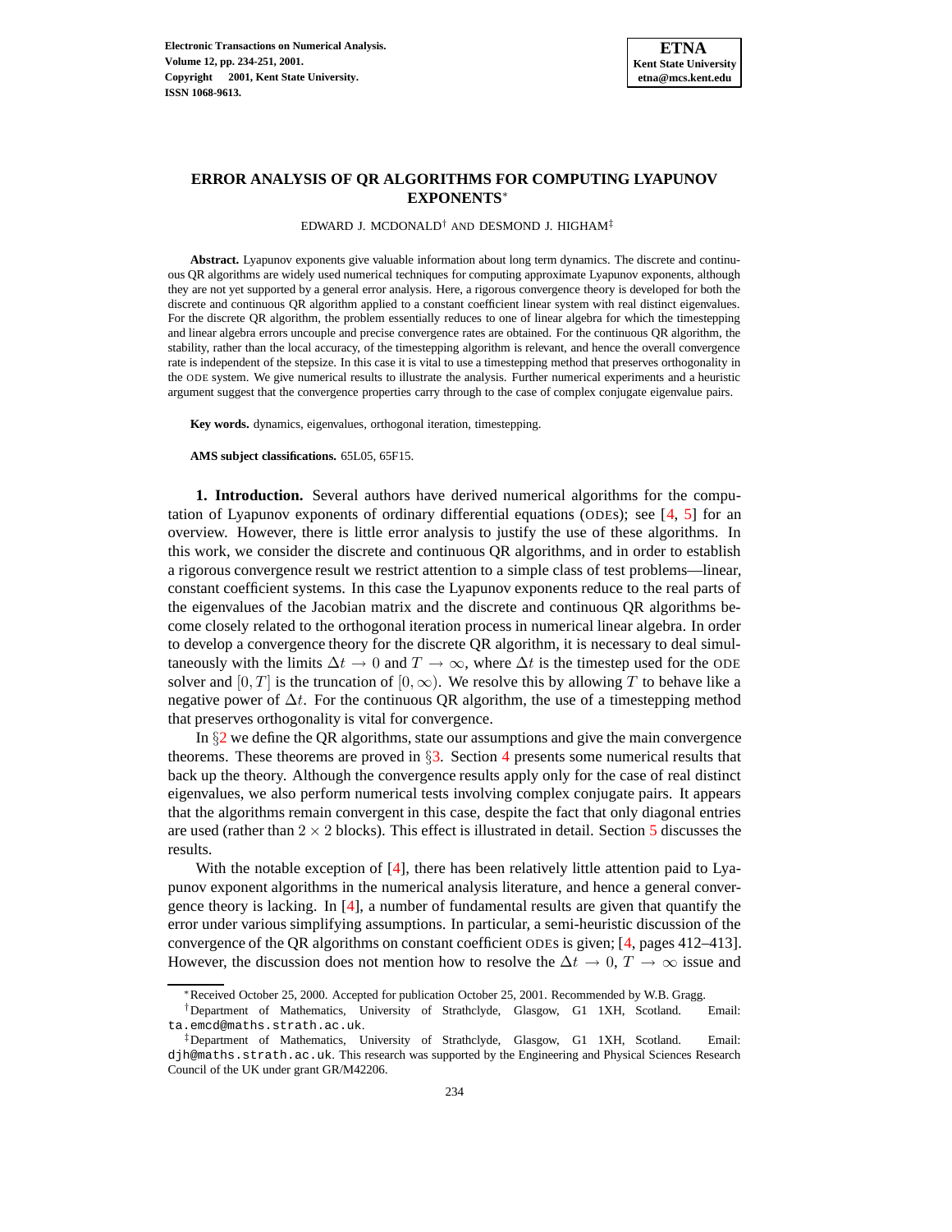# ERROR ANALYSIS OF QR ALGORITHMS FOR COMPUTING LYAPUNOV EXPONENTS*

EDWARD J. MCDONALD† AND DESMOND J. HIGHAM‡

**Abstract.** Lyapunov exponents give valuable information about long term dynamics. The discrete and continuous QR algorithms are widely used numerical techniques for computing approximate Lyapunov exponents, although they are not yet supported by a general error analysis. Here, a rigorous convergence theory is developed for both the discrete and continuous QR algorithm applied to a constant coefficient linear system with real distinct eigenvalues. For the discrete QR algorithm, the problem essentially reduces to one of linear algebra for which the timestepping and linear algebra errors uncouple and precise convergence rates are obtained. For the continuous QR algorithm, the stability, rather than the local accuracy, of the timestepping algorithm is relevant, and hence the overall convergence rate is independent of the stepsize. In this case it is vital to use a timestepping method that preserves orthogonality in the ODE system. We give numerical results to illustrate the analysis. Further numerical experiments and a heuristic argument suggest that the convergence properties carry through to the case of complex conjugate eigenvalue pairs.

**Key words.** dynamics, eigenvalues, orthogonal iteration, timestepping.

**AMS subject classifications.** 65L05, 65F15.

**1. Introduction.** Several authors have derived numerical algorithms for the computation of Lyapunov exponents of ordinary differential equations (ODEs); see [4, 5] for an overview. However, there is little error analysis to justify the use of these algorithms. In this work, we consider the discrete and continuous QR algorithms, and in order to establish a rigorous convergence result we restrict attention to a simple class of test problems—linear, constant coefficient systems. In this case the Lyapunov exponents reduce to the real parts of the eigenvalues of the Jacobian matrix and the discrete and continuous QR algorithms become closely related to the orthogonal iteration process in numerical linear algebra. In order to develop a convergence theory for the discrete QR algorithm, it is necessary to deal simultaneously with the limits $\Delta t \to 0$ and $T \to \infty$, where $\Delta t$ is the timestep used for the ODE solver and $[0, T]$ is the truncation of $[0, \infty)$. We resolve this by allowing $T$ to behave like a negative power of $\Delta t$. For the continuous QR algorithm, the use of a timestepping method that preserves orthogonality is vital for convergence.

In §2 we define the QR algorithms, state our assumptions and give the main convergence theorems. These theorems are proved in §3. Section 4 presents some numerical results that back up the theory. Although the convergence results apply only for the case of real distinct eigenvalues, we also perform numerical tests involving complex conjugate pairs. It appears that the algorithms remain convergent in this case, despite the fact that only diagonal entries are used (rather than $2 \times 2$ blocks). This effect is illustrated in detail. Section 5 discusses the results.

With the notable exception of [4], there has been relatively little attention paid to Lyapunov exponent algorithms in the numerical analysis literature, and hence a general convergence theory is lacking. In [4], a number of fundamental results are given that quantify the error under various simplifying assumptions. In particular, a semi-heuristic discussion of the convergence of the QR algorithms on constant coefficient ODEs is given; [4, pages 412–413]. However, the discussion does not mention how to resolve the $\Delta t \to 0$, $T \to \infty$ issue and

*Received October 25, 2000. Accepted for publication October 25, 2001. Recommended by W.B. Gragg.

†Department of Mathematics, University of Strathclyde, Glasgow, G1 1XH, Scotland. Email: ta.emcd@maths.strath.ac.uk.

‡Department of Mathematics, University of Strathclyde, Glasgow, G1 1XH, Scotland. Email: djh@maths.strath.ac.uk. This research was supported by the Engineering and Physical Sciences Research Council of the UK under grant GR/M42206.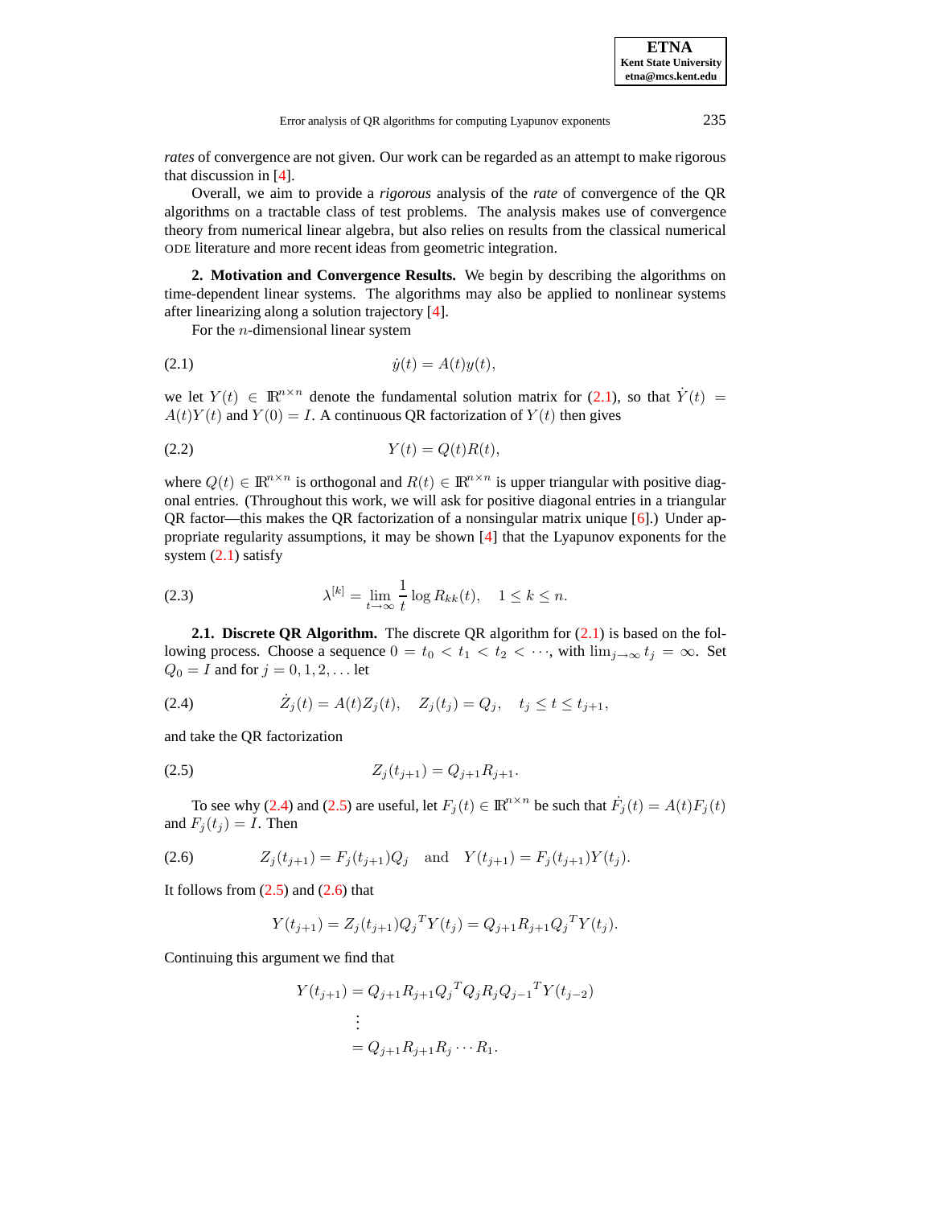*rates* of convergence are not given. Our work can be regarded as an attempt to make rigorous that discussion in [4].

Overall, we aim to provide a *rigorous* analysis of the *rate* of convergence of the QR algorithms on a tractable class of test problems. The analysis makes use of convergence theory from numerical linear algebra, but also relies on results from the classical numerical ODE literature and more recent ideas from geometric integration.

## 2. Motivation and Convergence Results.

We begin by describing the algorithms on time-dependent linear systems. The algorithms may also be applied to nonlinear systems after linearizing along a solution trajectory [4].

For the $n$-dimensional linear system

$$\dot{y}(t) = A(t)y(t), \tag{2.1}$$

we let $Y(t) \in \mathbb{R}^{n\times n}$ denote the fundamental solution matrix for (2.1), so that $\dot{Y}(t) = A(t)Y(t)$ and $Y(0) = I$. A continuous QR factorization of $Y(t)$ then gives

$$Y(t) = Q(t)R(t), \tag{2.2}$$

where $Q(t) \in \mathbb{R}^{n\times n}$ is orthogonal and $R(t) \in \mathbb{R}^{n\times n}$ is upper triangular with positive diagonal entries. (Throughout this work, we will ask for positive diagonal entries in a triangular QR factor—this makes the QR factorization of a nonsingular matrix unique [6].) Under appropriate regularity assumptions, it may be shown [4] that the Lyapunov exponents for the system (2.1) satisfy

$$\lambda^{[k]} = \lim_{t\to\infty} \frac{1}{t} \log R_{kk}(t), \quad 1 \le k \le n. \tag{2.3}$$

### 2.1. Discrete QR Algorithm.

The discrete QR algorithm for (2.1) is based on the following process. Choose a sequence $0 = t_0 < t_1 < t_2 < \cdots$, with $\lim_{j\to\infty} t_j = \infty$. Set $Q_0 = I$ and for $j = 0, 1, 2, \ldots$ let

$$\dot{Z}_j(t) = A(t)Z_j(t), \quad Z_j(t_j) = Q_j, \quad t_j \le t \le t_{j+1}, \tag{2.4}$$

and take the QR factorization

$$Z_j(t_{j+1}) = Q_{j+1}R_{j+1}. \tag{2.5}$$

To see why (2.4) and (2.5) are useful, let $F_j(t) \in \mathbb{R}^{n\times n}$ be such that $\dot{F}_j(t) = A(t)F_j(t)$ and $F_j(t_j) = I$. Then

$$Z_j(t_{j+1}) = F_j(t_{j+1})Q_j \quad \text{and} \quad Y(t_{j+1}) = F_j(t_{j+1})Y(t_j). \tag{2.6}$$

It follows from (2.5) and (2.6) that

$$Y(t_{j+1}) = Z_j(t_{j+1}){Q_j}^T Y(t_j) = Q_{j+1}R_{j+1}{Q_j}^T Y(t_j).$$

Continuing this argument we find that

$$\begin{aligned}
Y(t_{j+1}) &= Q_{j+1}R_{j+1}{Q_j}^T Q_j R_j {Q_{j-1}}^T Y(t_{j-2}) \\
&\;\vdots \\
&= Q_{j+1}R_{j+1}R_j \cdots R_1.
\end{aligned}$$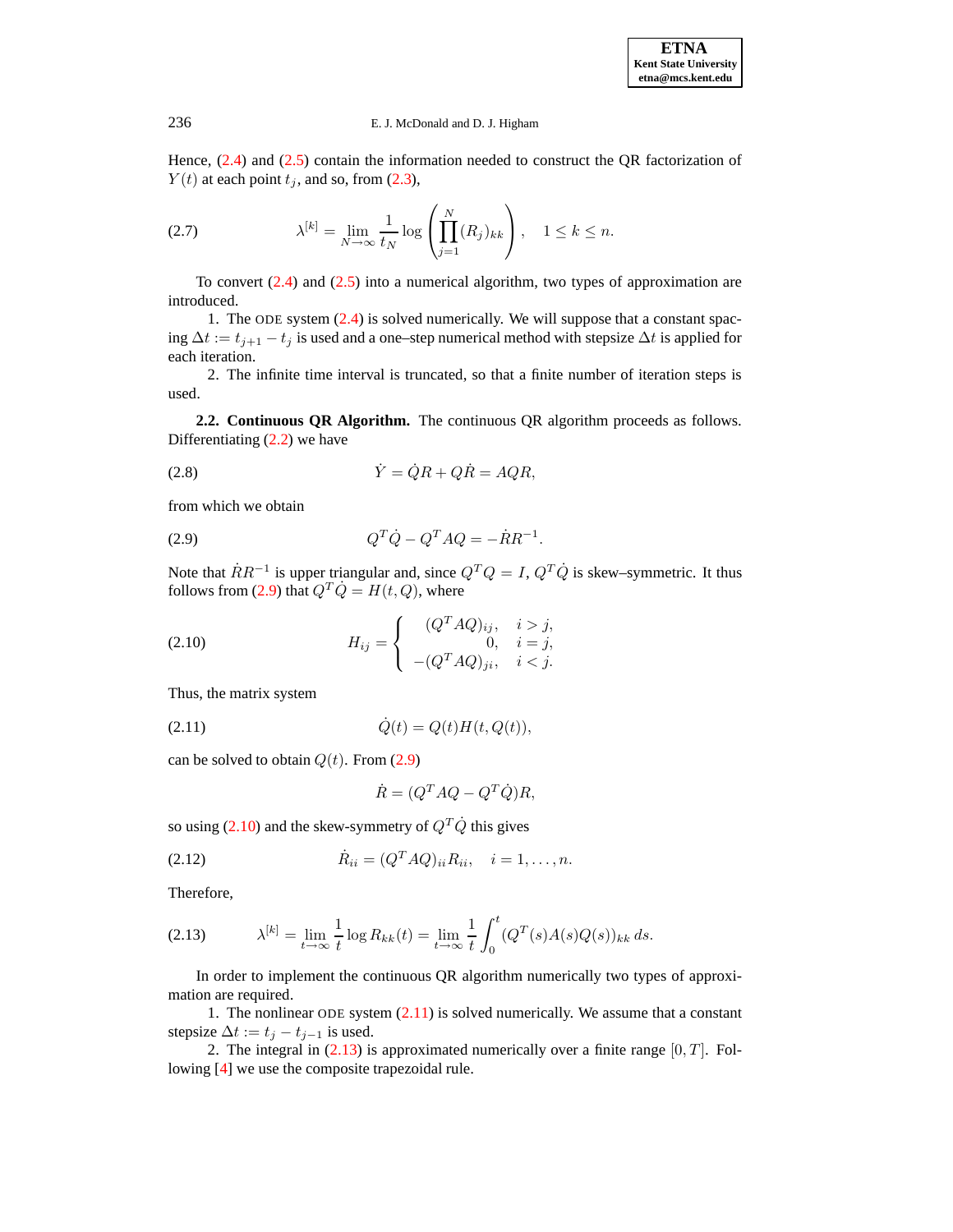Hence, (2.4) and (2.5) contain the information needed to construct the QR factorization of $Y(t)$ at each point $t_j$, and so, from (2.3),

$$\lambda^{[k]} = \lim_{N \to \infty} \frac{1}{t_N} \log \left( \prod_{j=1}^{N} (R_j)_{kk} \right), \quad 1 \le k \le n. \tag{2.7}$$

To convert (2.4) and (2.5) into a numerical algorithm, two types of approximation are introduced.

1. The ODE system (2.4) is solved numerically. We will suppose that a constant spacing $\Delta t := t_{j+1} - t_j$ is used and a one–step numerical method with stepsize $\Delta t$ is applied for each iteration.
2. The infinite time interval is truncated, so that a finite number of iteration steps is used.

**2.2. Continuous QR Algorithm.** The continuous QR algorithm proceeds as follows. Differentiating (2.2) we have

$$\dot{Y} = \dot{Q}R + Q\dot{R} = AQR, \tag{2.8}$$

from which we obtain

$$Q^T\dot{Q} - Q^TAQ = -\dot{R}R^{-1}. \tag{2.9}$$

Note that $\dot{R}R^{-1}$ is upper triangular and, since $Q^TQ = I$, $Q^T\dot{Q}$ is skew–symmetric. It thus follows from (2.9) that $Q^T\dot{Q} = H(t, Q)$, where

$$H_{ij} = \begin{cases} (Q^TAQ)_{ij}, & i > j, \\ 0, & i = j, \\ -(Q^TAQ)_{ji}, & i < j. \end{cases} \tag{2.10}$$

Thus, the matrix system

$$\dot{Q}(t) = Q(t)H(t, Q(t)), \tag{2.11}$$

can be solved to obtain $Q(t)$. From (2.9)

$$\dot{R} = (Q^TAQ - Q^T\dot{Q})R,$$

so using (2.10) and the skew-symmetry of $Q^T\dot{Q}$ this gives

$$\dot{R}_{ii} = (Q^TAQ)_{ii}R_{ii}, \quad i = 1, \ldots, n. \tag{2.12}$$

Therefore,

$$\lambda^{[k]} = \lim_{t \to \infty} \frac{1}{t} \log R_{kk}(t) = \lim_{t \to \infty} \frac{1}{t} \int_0^t (Q^T(s)A(s)Q(s))_{kk}\, ds. \tag{2.13}$$

In order to implement the continuous QR algorithm numerically two types of approximation are required.

1. The nonlinear ODE system (2.11) is solved numerically. We assume that a constant stepsize $\Delta t := t_j - t_{j-1}$ is used.
2. The integral in (2.13) is approximated numerically over a finite range $[0, T]$. Following [4] we use the composite trapezoidal rule.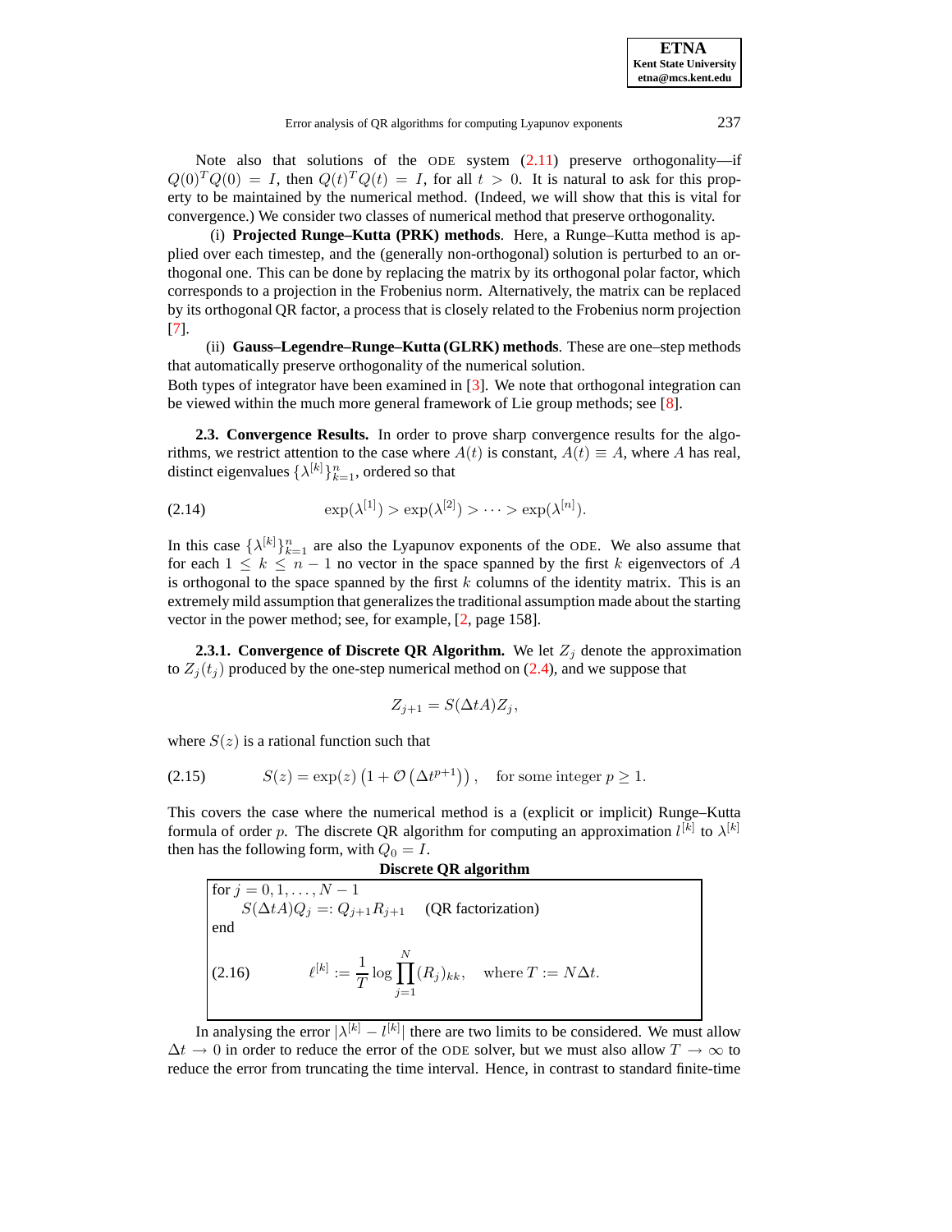Note also that solutions of the ODE system (2.11) preserve orthogonality—if $Q(0)^T Q(0) = I$, then $Q(t)^T Q(t) = I$, for all $t > 0$. It is natural to ask for this property to be maintained by the numerical method. (Indeed, we will show that this is vital for convergence.) We consider two classes of numerical method that preserve orthogonality.

(i) **Projected Runge–Kutta (PRK) methods**. Here, a Runge–Kutta method is applied over each timestep, and the (generally non-orthogonal) solution is perturbed to an orthogonal one. This can be done by replacing the matrix by its orthogonal polar factor, which corresponds to a projection in the Frobenius norm. Alternatively, the matrix can be replaced by its orthogonal QR factor, a process that is closely related to the Frobenius norm projection [7].

(ii) **Gauss–Legendre–Runge–Kutta (GLRK) methods**. These are one–step methods that automatically preserve orthogonality of the numerical solution.

Both types of integrator have been examined in [3]. We note that orthogonal integration can be viewed within the much more general framework of Lie group methods; see [8].

**2.3. Convergence Results.** In order to prove sharp convergence results for the algorithms, we restrict attention to the case where $A(t)$ is constant, $A(t) \equiv A$, where $A$ has real, distinct eigenvalues $\{\lambda^{[k]}\}_{k=1}^{n}$, ordered so that

$$\exp(\lambda^{[1]}) > \exp(\lambda^{[2]}) > \cdots > \exp(\lambda^{[n]}). \tag{2.14}$$

In this case $\{\lambda^{[k]}\}_{k=1}^{n}$ are also the Lyapunov exponents of the ODE. We also assume that for each $1 \leq k \leq n-1$ no vector in the space spanned by the first $k$ eigenvectors of $A$ is orthogonal to the space spanned by the first $k$ columns of the identity matrix. This is an extremely mild assumption that generalizes the traditional assumption made about the starting vector in the power method; see, for example, [2, page 158].

**2.3.1. Convergence of Discrete QR Algorithm.** We let $Z_j$ denote the approximation to $Z_j(t_j)$ produced by the one-step numerical method on (2.4), and we suppose that

$$Z_{j+1} = S(\Delta t A) Z_j,$$

where $S(z)$ is a rational function such that

$$S(z) = \exp(z)\left(1 + \mathcal{O}\left(\Delta t^{p+1}\right)\right), \quad \text{for some integer } p \geq 1. \tag{2.15}$$

This covers the case where the numerical method is a (explicit or implicit) Runge–Kutta formula of order $p$. The discrete QR algorithm for computing an approximation $l^{[k]}$ to $\lambda^{[k]}$ then has the following form, with $Q_0 = I$.

**Discrete QR algorithm**

```
for j = 0, 1, ..., N-1
    S(ΔtA) Q_j =: Q_{j+1} R_{j+1}    (QR factorization)
end
```

$$\ell^{[k]} := \frac{1}{T} \log \prod_{j=1}^{N} (R_j)_{kk}, \quad \text{where } T := N\Delta t. \tag{2.16}$$

In analysing the error $|\lambda^{[k]} - l^{[k]}|$ there are two limits to be considered. We must allow $\Delta t \to 0$ in order to reduce the error of the ODE solver, but we must also allow $T \to \infty$ to reduce the error from truncating the time interval. Hence, in contrast to standard finite-time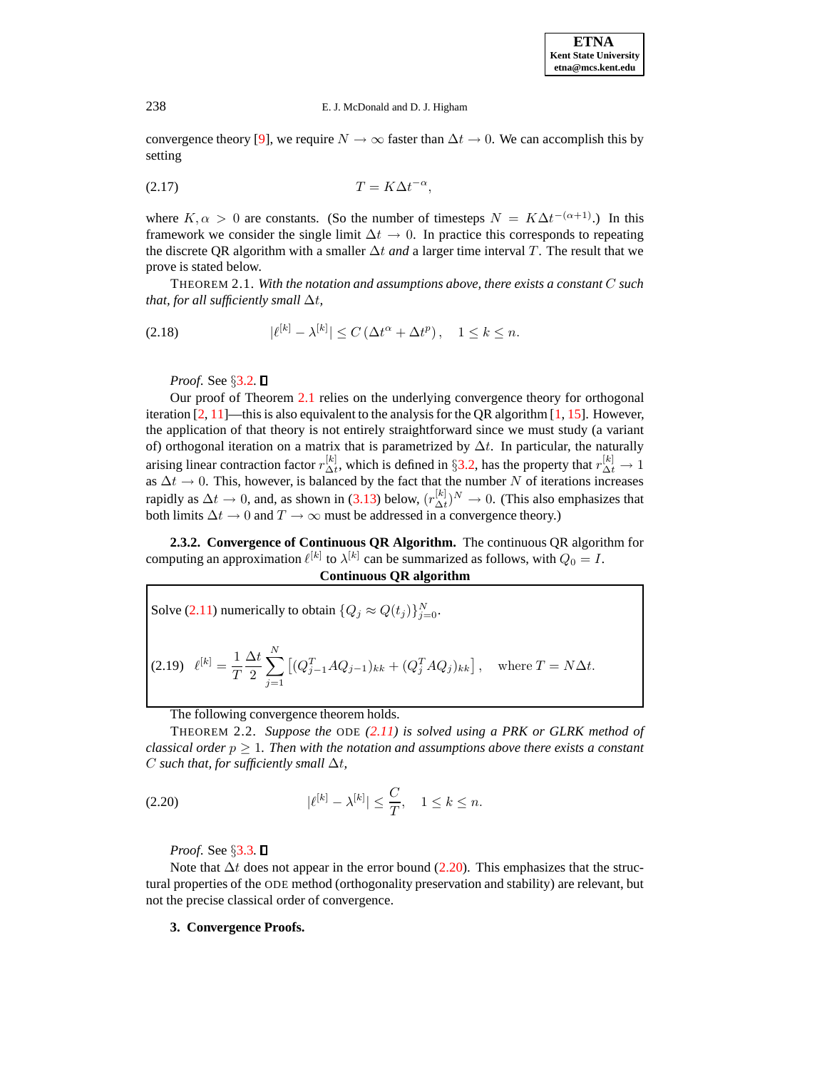convergence theory [9], we require $N \to \infty$ faster than $\Delta t \to 0$. We can accomplish this by setting

$$T = K\Delta t^{-\alpha}, \tag{2.17}$$

where $K, \alpha > 0$ are constants. (So the number of timesteps $N = K\Delta t^{-(\alpha+1)}$.) In this framework we consider the single limit $\Delta t \to 0$. In practice this corresponds to repeating the discrete QR algorithm with a smaller $\Delta t$ *and* a larger time interval $T$. The result that we prove is stated below.

THEOREM 2.1. *With the notation and assumptions above, there exists a constant $C$ such that, for all sufficiently small $\Delta t$,*

$$|\ell^{[k]} - \lambda^{[k]}| \le C\left(\Delta t^{\alpha} + \Delta t^{p}\right), \quad 1 \le k \le n. \tag{2.18}$$

*Proof.* See §3.2. ∎

Our proof of Theorem 2.1 relies on the underlying convergence theory for orthogonal iteration [2, 11]—this is also equivalent to the analysis for the QR algorithm [1, 15]. However, the application of that theory is not entirely straightforward since we must study (a variant of) orthogonal iteration on a matrix that is parametrized by $\Delta t$. In particular, the naturally arising linear contraction factor $r^{[k]}_{\Delta t}$, which is defined in §3.2, has the property that $r^{[k]}_{\Delta t} \to 1$ as $\Delta t \to 0$. This, however, is balanced by the fact that the number $N$ of iterations increases rapidly as $\Delta t \to 0$, and, as shown in (3.13) below, $(r^{[k]}_{\Delta t})^N \to 0$. (This also emphasizes that both limits $\Delta t \to 0$ and $T \to \infty$ must be addressed in a convergence theory.)

**2.3.2. Convergence of Continuous QR Algorithm.** The continuous QR algorithm for computing an approximation $\ell^{[k]}$ to $\lambda^{[k]}$ can be summarized as follows, with $Q_0 = I$.

**Continuous QR algorithm**

Solve (2.11) numerically to obtain $\{Q_j \approx Q(t_j)\}_{j=0}^{N}$.

$$\ell^{[k]} = \frac{1}{T}\frac{\Delta t}{2}\sum_{j=1}^{N}\left[(Q_{j-1}^T A Q_{j-1})_{kk} + (Q_j^T A Q_j)_{kk}\right], \quad \text{where } T = N\Delta t. \tag{2.19}$$

The following convergence theorem holds.

THEOREM 2.2. *Suppose the* ODE *(2.11) is solved using a PRK or GLRK method of classical order $p \ge 1$. Then with the notation and assumptions above there exists a constant $C$ such that, for sufficiently small $\Delta t$,*

$$|\ell^{[k]} - \lambda^{[k]}| \le \frac{C}{T}, \quad 1 \le k \le n. \tag{2.20}$$

*Proof.* See §3.3. ∎

Note that $\Delta t$ does not appear in the error bound (2.20). This emphasizes that the structural properties of the ODE method (orthogonality preservation and stability) are relevant, but not the precise classical order of convergence.

## 3. Convergence Proofs.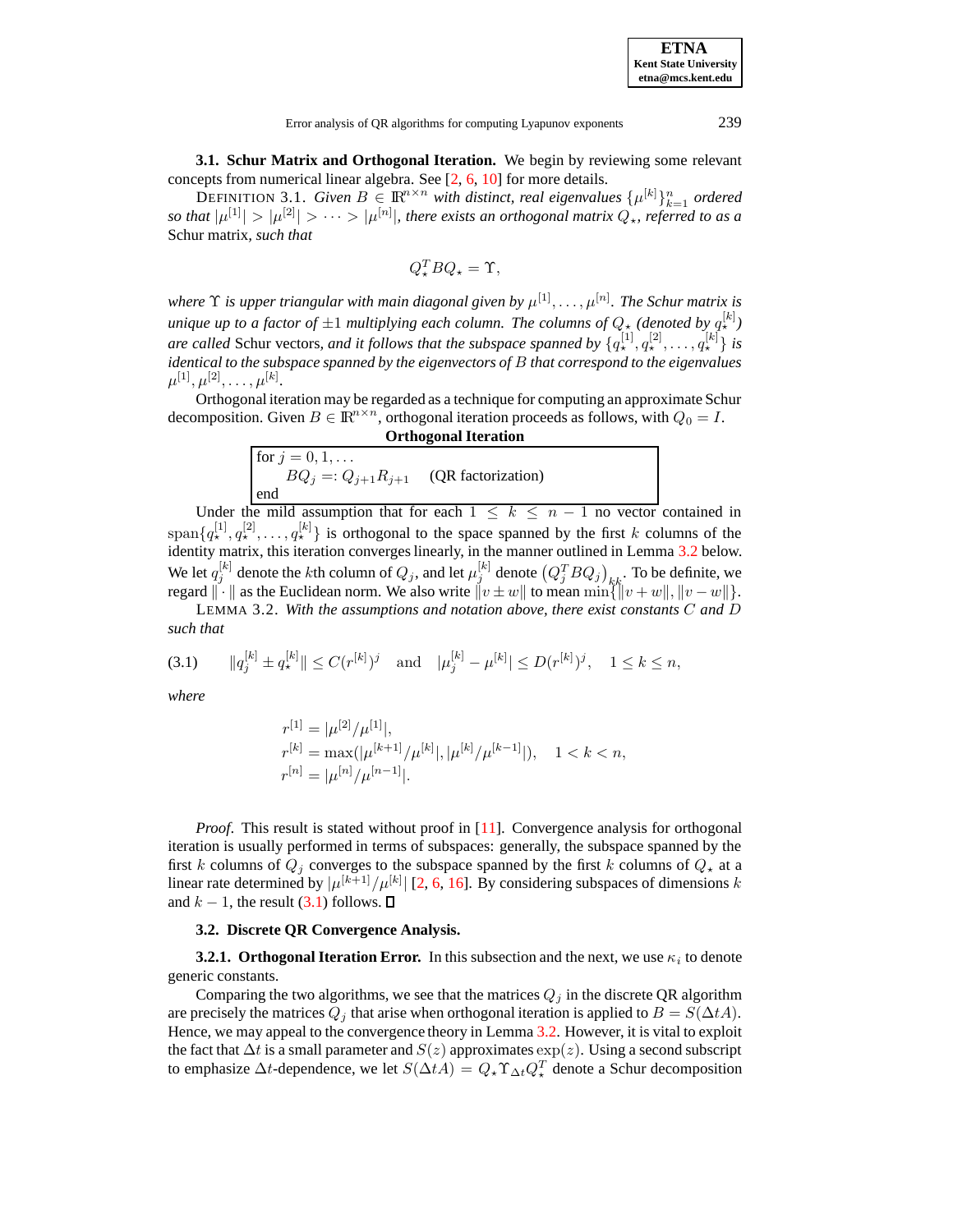**3.1. Schur Matrix and Orthogonal Iteration.** We begin by reviewing some relevant concepts from numerical linear algebra. See [2, 6, 10] for more details.

DEFINITION 3.1. *Given $B \in \mathbb{R}^{n\times n}$ with distinct, real eigenvalues $\{\mu^{[k]}\}_{k=1}^{n}$ ordered so that $|\mu^{[1]}| > |\mu^{[2]}| > \cdots > |\mu^{[n]}|$, there exists an orthogonal matrix $Q_\star$, referred to as a* Schur matrix*, such that*

$$Q_\star^T B Q_\star = \Upsilon,$$

*where $\Upsilon$ is upper triangular with main diagonal given by $\mu^{[1]}, \ldots, \mu^{[n]}$. The Schur matrix is unique up to a factor of $\pm 1$ multiplying each column. The columns of $Q_\star$ (denoted by $q_\star^{[k]}$) are called* Schur vectors*, and it follows that the subspace spanned by $\{q_\star^{[1]}, q_\star^{[2]}, \ldots, q_\star^{[k]}\}$ is identical to the subspace spanned by the eigenvectors of $B$ that correspond to the eigenvalues $\mu^{[1]}, \mu^{[2]}, \ldots, \mu^{[k]}$.*

Orthogonal iteration may be regarded as a technique for computing an approximate Schur decomposition. Given $B \in \mathbb{R}^{n\times n}$, orthogonal iteration proceeds as follows, with $Q_0 = I$.

**Orthogonal Iteration**

```
for j = 0, 1, ...
    B Q_j =: Q_{j+1} R_{j+1}     (QR factorization)
end
```

Under the mild assumption that for each $1 \le k \le n-1$ no vector contained in $\mathrm{span}\{q_\star^{[1]}, q_\star^{[2]}, \ldots, q_\star^{[k]}\}$ is orthogonal to the space spanned by the first $k$ columns of the identity matrix, this iteration converges linearly, in the manner outlined in Lemma 3.2 below. We let $q_j^{[k]}$ denote the $k$th column of $Q_j$, and let $\mu_j^{[k]}$ denote $\left(Q_j^T B Q_j\right)_{kk}$. To be definite, we regard $\|\cdot\|$ as the Euclidean norm. We also write $\|v \pm w\|$ to mean $\min\{\|v+w\|, \|v-w\|\}$.

LEMMA 3.2. *With the assumptions and notation above, there exist constants $C$ and $D$ such that*

$$\|q_j^{[k]} \pm q_\star^{[k]}\| \le C(r^{[k]})^j \quad \text{and} \quad |\mu_j^{[k]} - \mu^{[k]}| \le D(r^{[k]})^j, \quad 1 \le k \le n, \tag{3.1}$$

*where*

$$\begin{aligned} r^{[1]} &= |\mu^{[2]}/\mu^{[1]}|, \\ r^{[k]} &= \max(|\mu^{[k+1]}/\mu^{[k]}|, |\mu^{[k]}/\mu^{[k-1]}|), \quad 1 < k < n, \\ r^{[n]} &= |\mu^{[n]}/\mu^{[n-1]}|. \end{aligned}$$

*Proof.* This result is stated without proof in [11]. Convergence analysis for orthogonal iteration is usually performed in terms of subspaces: generally, the subspace spanned by the first $k$ columns of $Q_j$ converges to the subspace spanned by the first $k$ columns of $Q_\star$ at a linear rate determined by $|\mu^{[k+1]}/\mu^{[k]}|$ [2, 6, 16]. By considering subspaces of dimensions $k$ and $k-1$, the result (3.1) follows. ∎

**3.2. Discrete QR Convergence Analysis.**

**3.2.1. Orthogonal Iteration Error.** In this subsection and the next, we use $\kappa_i$ to denote generic constants.

Comparing the two algorithms, we see that the matrices $Q_j$ in the discrete QR algorithm are precisely the matrices $Q_j$ that arise when orthogonal iteration is applied to $B = S(\Delta t A)$. Hence, we may appeal to the convergence theory in Lemma 3.2. However, it is vital to exploit the fact that $\Delta t$ is a small parameter and $S(z)$ approximates $\exp(z)$. Using a second subscript to emphasize $\Delta t$-dependence, we let $S(\Delta t A) = Q_\star \Upsilon_{\Delta t} Q_\star^T$ denote a Schur decomposition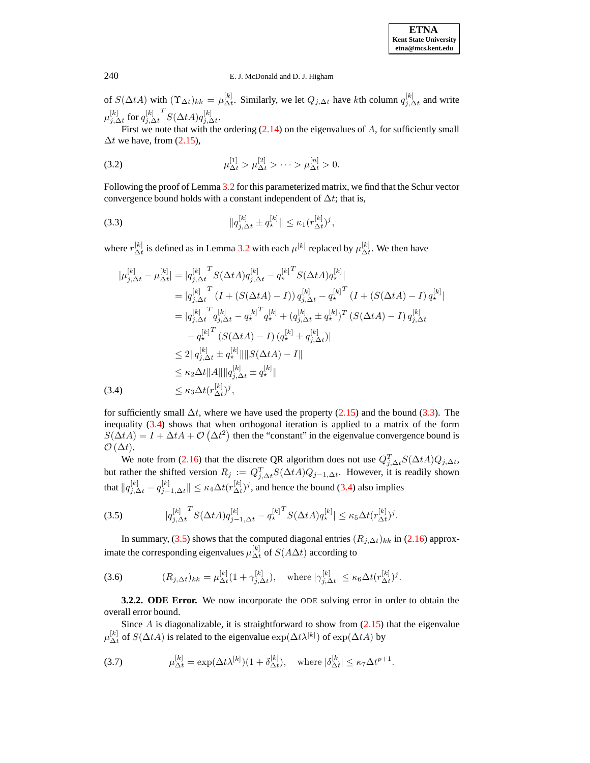of $S(\Delta t A)$ with $(\Upsilon_{\Delta t})_{kk} = \mu_{\Delta t}^{[k]}$. Similarly, we let $Q_{j,\Delta t}$ have $k$th column $q_{j,\Delta t}^{[k]}$ and write $\mu_{j,\Delta t}^{[k]}$ for $q_{j,\Delta t}^{[k]\,T} S(\Delta t A) q_{j,\Delta t}^{[k]}$.

First we note that with the ordering (2.14) on the eigenvalues of $A$, for sufficiently small $\Delta t$ we have, from (2.15),

$$\mu_{\Delta t}^{[1]} > \mu_{\Delta t}^{[2]} > \cdots > \mu_{\Delta t}^{[n]} > 0. \tag{3.2}$$

Following the proof of Lemma 3.2 for this parameterized matrix, we find that the Schur vector convergence bound holds with a constant independent of $\Delta t$; that is,

$$\|q_{j,\Delta t}^{[k]} \pm q_{\star}^{[k]}\| \le \kappa_1 (r_{\Delta t}^{[k]})^j, \tag{3.3}$$

where $r_{\Delta t}^{[k]}$ is defined as in Lemma 3.2 with each $\mu^{[k]}$ replaced by $\mu_{\Delta t}^{[k]}$. We then have

$$\begin{aligned}
|\mu_{j,\Delta t}^{[k]} - \mu_{\Delta t}^{[k]}| &= |q_{j,\Delta t}^{[k]\,T} S(\Delta t A) q_{j,\Delta t}^{[k]} - q_{\star}^{[k]\,T} S(\Delta t A) q_{\star}^{[k]}| \\
&= |q_{j,\Delta t}^{[k]\,T} \left(I + (S(\Delta t A) - I)\right) q_{j,\Delta t}^{[k]} - q_{\star}^{[k]\,T} \left(I + (S(\Delta t A) - I\right) q_{\star}^{[k]}| \\
&= |q_{j,\Delta t}^{[k]\,T} q_{j,\Delta t}^{[k]} - q_{\star}^{[k]\,T} q_{\star}^{[k]} + (q_{j,\Delta t}^{[k]} \pm q_{\star}^{[k]})^T \left(S(\Delta t A) - I\right) q_{j,\Delta t}^{[k]} \\
&\quad - q_{\star}^{[k]\,T} \left(S(\Delta t A) - I\right) (q_{\star}^{[k]} \pm q_{j,\Delta t}^{[k]})| \\
&\le 2 \|q_{j,\Delta t}^{[k]} \pm q_{\star}^{[k]}\| \|S(\Delta t A) - I\| \\
&\le \kappa_2 \Delta t \|A\| \|q_{j,\Delta t}^{[k]} \pm q_{\star}^{[k]}\| \\
&\le \kappa_3 \Delta t (r_{\Delta t}^{[k]})^j,
\end{aligned} \tag{3.4}$$

for sufficiently small $\Delta t$, where we have used the property (2.15) and the bound (3.3). The inequality (3.4) shows that when orthogonal iteration is applied to a matrix of the form $S(\Delta t A) = I + \Delta t A + \mathcal{O}\left(\Delta t^2\right)$ then the "constant" in the eigenvalue convergence bound is $\mathcal{O}\left(\Delta t\right)$.

We note from (2.16) that the discrete QR algorithm does not use $Q_{j,\Delta t}^T S(\Delta t A) Q_{j,\Delta t}$, but rather the shifted version $R_j := Q_{j,\Delta t}^T S(\Delta t A) Q_{j-1,\Delta t}$. However, it is readily shown that $\|q_{j,\Delta t}^{[k]} - q_{j-1,\Delta t}^{[k]}\| \le \kappa_4 \Delta t (r_{\Delta t}^{[k]})^j$, and hence the bound (3.4) also implies

$$|q_{j,\Delta t}^{[k]\,T} S(\Delta t A) q_{j-1,\Delta t}^{[k]} - q_{\star}^{[k]\,T} S(\Delta t A) q_{\star}^{[k]}| \le \kappa_5 \Delta t (r_{\Delta t}^{[k]})^j. \tag{3.5}$$

In summary, (3.5) shows that the computed diagonal entries $(R_{j,\Delta t})_{kk}$ in (2.16) approximate the corresponding eigenvalues $\mu_{\Delta t}^{[k]}$ of $S(A\Delta t)$ according to

$$(R_{j,\Delta t})_{kk} = \mu_{\Delta t}^{[k]} (1 + \gamma_{j,\Delta t}^{[k]}), \quad \text{where } |\gamma_{j,\Delta t}^{[k]}| \le \kappa_6 \Delta t (r_{\Delta t}^{[k]})^j. \tag{3.6}$$

**3.2.2. ODE Error.** We now incorporate the ODE solving error in order to obtain the overall error bound.

Since $A$ is diagonalizable, it is straightforward to show from (2.15) that the eigenvalue $\mu_{\Delta t}^{[k]}$ of $S(\Delta t A)$ is related to the eigenvalue $\exp(\Delta t \lambda^{[k]})$ of $\exp(\Delta t A)$ by

$$\mu_{\Delta t}^{[k]} = \exp(\Delta t \lambda^{[k]})(1 + \delta_{\Delta t}^{[k]}), \quad \text{where } |\delta_{\Delta t}^{[k]}| \le \kappa_7 \Delta t^{p+1}. \tag{3.7}$$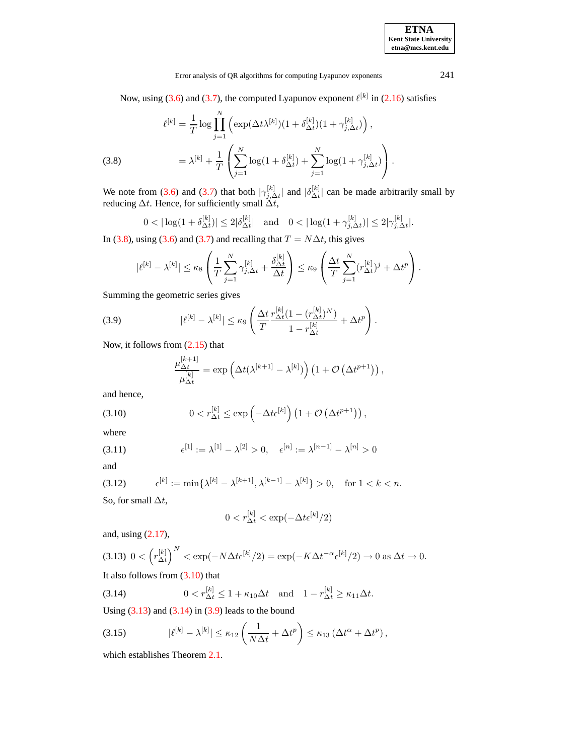Now, using (3.6) and (3.7), the computed Lyapunov exponent $\ell^{[k]}$ in (2.16) satisfies

$$\ell^{[k]} = \frac{1}{T}\log\prod_{j=1}^{N}\left(\exp(\Delta t\lambda^{[k]})(1+\delta_{\Delta t}^{[k]})(1+\gamma_{j,\Delta t}^{[k]})\right),$$

$$= \lambda^{[k]} + \frac{1}{T}\left(\sum_{j=1}^{N}\log(1+\delta_{\Delta t}^{[k]}) + \sum_{j=1}^{N}\log(1+\gamma_{j,\Delta t}^{[k]})\right). \tag{3.8}$$

We note from (3.6) and (3.7) that both $|\gamma_{j,\Delta t}^{[k]}|$ and $|\delta_{\Delta t}^{[k]}|$ can be made arbitrarily small by reducing $\Delta t$. Hence, for sufficiently small $\Delta t$,

$$0 < |\log(1+\delta_{\Delta t}^{[k]})| \le 2|\delta_{\Delta t}^{[k]}| \quad \text{and} \quad 0 < |\log(1+\gamma_{j,\Delta t}^{[k]})| \le 2|\gamma_{j,\Delta t}^{[k]}|.$$

In (3.8), using (3.6) and (3.7) and recalling that $T = N\Delta t$, this gives

$$|\ell^{[k]} - \lambda^{[k]}| \le \kappa_8\left(\frac{1}{T}\sum_{j=1}^{N}\gamma_{j,\Delta t}^{[k]} + \frac{\delta_{\Delta t}^{[k]}}{\Delta t}\right) \le \kappa_9\left(\frac{\Delta t}{T}\sum_{j=1}^{N}(r_{\Delta t}^{[k]})^j + \Delta t^p\right).$$

Summing the geometric series gives

$$|\ell^{[k]} - \lambda^{[k]}| \le \kappa_9\left(\frac{\Delta t}{T}\frac{r_{\Delta t}^{[k]}(1-(r_{\Delta t}^{[k]})^N)}{1-r_{\Delta t}^{[k]}} + \Delta t^p\right). \tag{3.9}$$

Now, it follows from (2.15) that

$$\frac{\mu_{\Delta t}^{[k+1]}}{\mu_{\Delta t}^{[k]}} = \exp\left(\Delta t(\lambda^{[k+1]} - \lambda^{[k]})\right)\left(1 + \mathcal{O}\left(\Delta t^{p+1}\right)\right),$$

and hence,

$$0 < r_{\Delta t}^{[k]} \le \exp\left(-\Delta t\epsilon^{[k]}\right)\left(1 + \mathcal{O}\left(\Delta t^{p+1}\right)\right), \tag{3.10}$$

where

$$\epsilon^{[1]} := \lambda^{[1]} - \lambda^{[2]} > 0, \quad \epsilon^{[n]} := \lambda^{[n-1]} - \lambda^{[n]} > 0 \tag{3.11}$$

and

$$\epsilon^{[k]} := \min\{\lambda^{[k]} - \lambda^{[k+1]}, \lambda^{[k-1]} - \lambda^{[k]}\} > 0, \quad \text{for } 1 < k < n. \tag{3.12}$$

So, for small $\Delta t$,

$$0 < r_{\Delta t}^{[k]} < \exp(-\Delta t\epsilon^{[k]}/2)$$

and, using (2.17),

$$0 < \left(r_{\Delta t}^{[k]}\right)^N < \exp(-N\Delta t\epsilon^{[k]}/2) = \exp(-K\Delta t^{-\alpha}\epsilon^{[k]}/2) \to 0 \text{ as } \Delta t \to 0. \tag{3.13}$$

It also follows from (3.10) that

$$0 < r_{\Delta t}^{[k]} \le 1 + \kappa_{10}\Delta t \quad \text{and} \quad 1 - r_{\Delta t}^{[k]} \ge \kappa_{11}\Delta t. \tag{3.14}$$

Using (3.13) and (3.14) in (3.9) leads to the bound

$$|\ell^{[k]} - \lambda^{[k]}| \le \kappa_{12}\left(\frac{1}{N\Delta t} + \Delta t^p\right) \le \kappa_{13}\left(\Delta t^\alpha + \Delta t^p\right), \tag{3.15}$$

which establishes Theorem 2.1.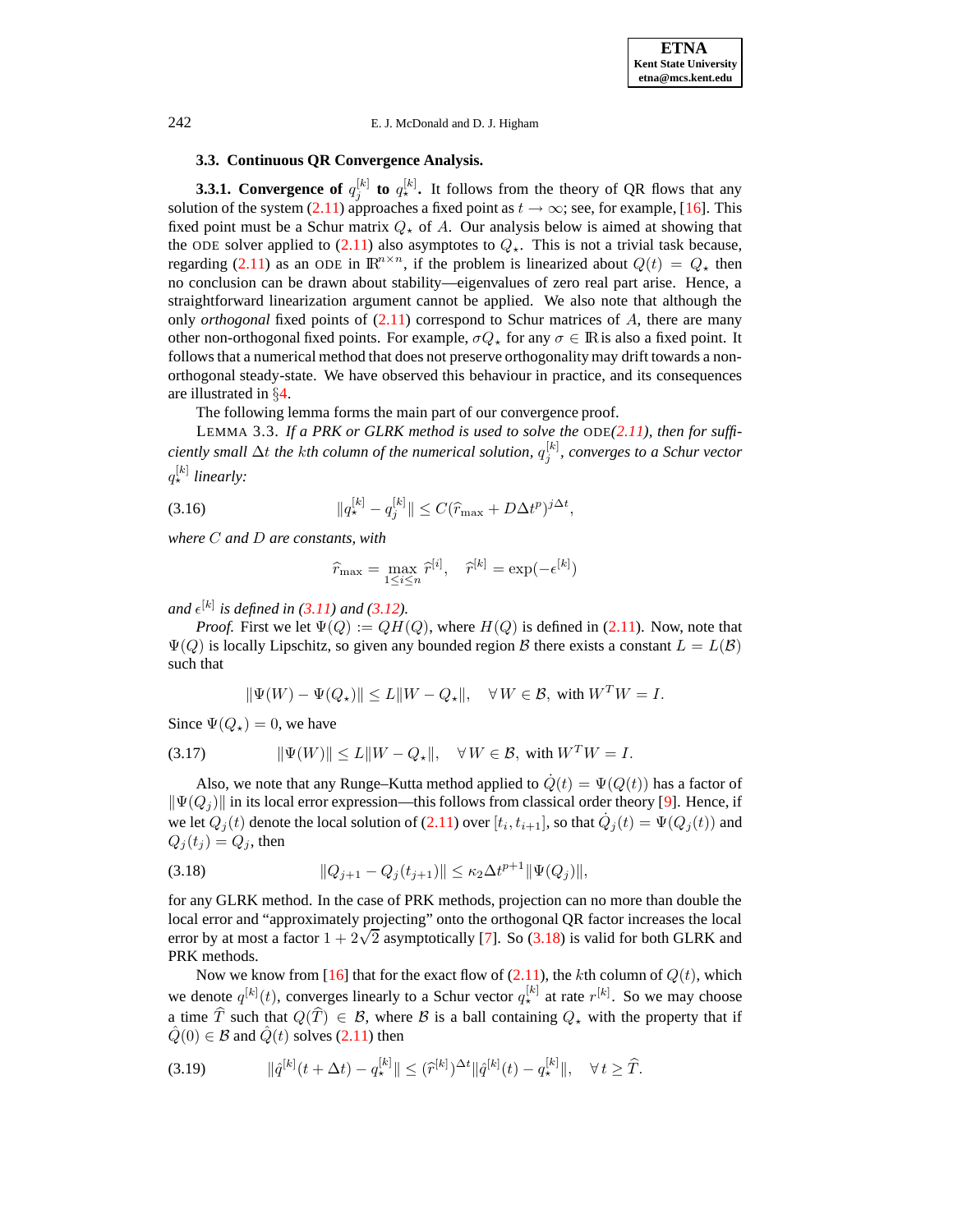### 3.3. Continuous QR Convergence Analysis.

**3.3.1. Convergence of $q_j^{[k]}$ to $q_\star^{[k]}$.** It follows from the theory of QR flows that any solution of the system (2.11) approaches a fixed point as $t \to \infty$; see, for example, [16]. This fixed point must be a Schur matrix $Q_\star$ of $A$. Our analysis below is aimed at showing that the ODE solver applied to (2.11) also asymptotes to $Q_\star$. This is not a trivial task because, regarding (2.11) as an ODE in $\mathbb{R}^{n\times n}$, if the problem is linearized about $Q(t) = Q_\star$ then no conclusion can be drawn about stability—eigenvalues of zero real part arise. Hence, a straightforward linearization argument cannot be applied. We also note that although the only *orthogonal* fixed points of (2.11) correspond to Schur matrices of $A$, there are many other non-orthogonal fixed points. For example, $\sigma Q_\star$ for any $\sigma \in \mathbb{R}$ is also a fixed point. It follows that a numerical method that does not preserve orthogonality may drift towards a non-orthogonal steady-state. We have observed this behaviour in practice, and its consequences are illustrated in §4.

The following lemma forms the main part of our convergence proof.

LEMMA 3.3. *If a PRK or GLRK method is used to solve the* ODE*(2.11), then for sufficiently small $\Delta t$ the $k$th column of the numerical solution, $q_j^{[k]}$, converges to a Schur vector $q_\star^{[k]}$ linearly:*

$$\|q_\star^{[k]} - q_j^{[k]}\| \le C(\widehat{r}_{\max} + D\Delta t^p)^{j\Delta t}, \tag{3.16}$$

*where $C$ and $D$ are constants, with*

$$\widehat{r}_{\max} = \max_{1\le i\le n} \widehat{r}^{[i]}, \quad \widehat{r}^{[k]} = \exp(-\epsilon^{[k]})$$

*and $\epsilon^{[k]}$ is defined in (3.11) and (3.12).*

*Proof.* First we let $\Psi(Q) := QH(Q)$, where $H(Q)$ is defined in (2.11). Now, note that $\Psi(Q)$ is locally Lipschitz, so given any bounded region $\mathcal{B}$ there exists a constant $L = L(\mathcal{B})$ such that

$$\|\Psi(W) - \Psi(Q_\star)\| \le L\|W - Q_\star\|, \quad \forall\, W \in \mathcal{B}, \text{ with } W^T W = I.$$

Since $\Psi(Q_\star) = 0$, we have

$$\|\Psi(W)\| \le L\|W - Q_\star\|, \quad \forall\, W \in \mathcal{B}, \text{ with } W^T W = I. \tag{3.17}$$

Also, we note that any Runge–Kutta method applied to $\dot{Q}(t) = \Psi(Q(t))$ has a factor of $\|\Psi(Q_j)\|$ in its local error expression—this follows from classical order theory [9]. Hence, if we let $Q_j(t)$ denote the local solution of (2.11) over $[t_i, t_{i+1}]$, so that $\dot{Q}_j(t) = \Psi(Q_j(t))$ and $Q_j(t_j) = Q_j$, then

$$\|Q_{j+1} - Q_j(t_{j+1})\| \le \kappa_2 \Delta t^{p+1}\|\Psi(Q_j)\|, \tag{3.18}$$

for any GLRK method. In the case of PRK methods, projection can no more than double the local error and "approximately projecting" onto the orthogonal QR factor increases the local error by at most a factor $1 + 2\sqrt{2}$ asymptotically [7]. So (3.18) is valid for both GLRK and PRK methods.

Now we know from [16] that for the exact flow of (2.11), the $k$th column of $Q(t)$, which we denote $q^{[k]}(t)$, converges linearly to a Schur vector $q_\star^{[k]}$ at rate $r^{[k]}$. So we may choose a time $\widehat{T}$ such that $Q(\widehat{T}) \in \mathcal{B}$, where $\mathcal{B}$ is a ball containing $Q_\star$ with the property that if $\hat{Q}(0) \in \mathcal{B}$ and $\hat{Q}(t)$ solves (2.11) then

$$\|\hat{q}^{[k]}(t + \Delta t) - q_\star^{[k]}\| \le (\widehat{r}^{[k]})^{\Delta t}\|\hat{q}^{[k]}(t) - q_\star^{[k]}\|, \quad \forall\, t \ge \widehat{T}. \tag{3.19}$$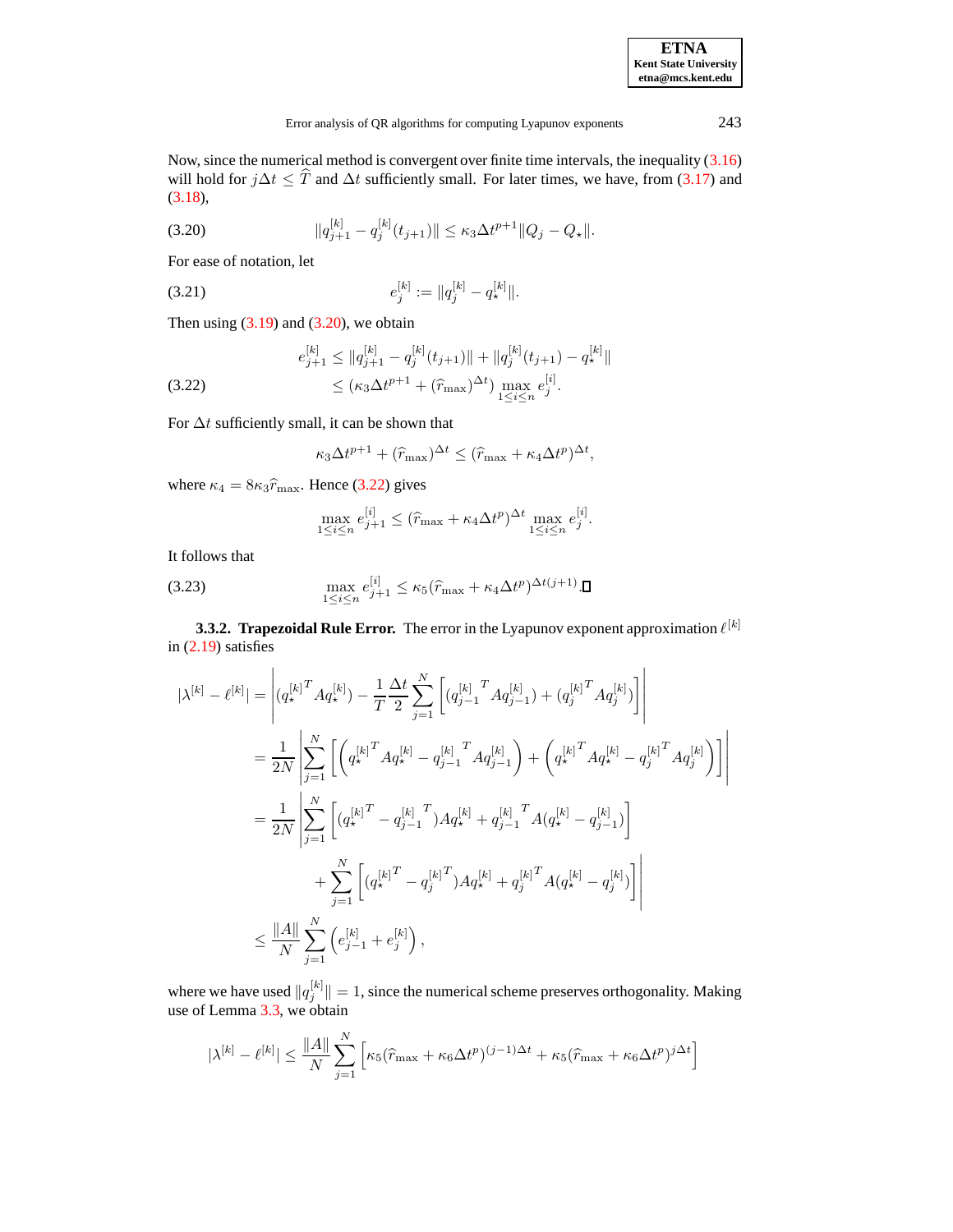Now, since the numerical method is convergent over finite time intervals, the inequality (3.16) will hold for $j\Delta t \leq \widehat{T}$ and $\Delta t$ sufficiently small. For later times, we have, from (3.17) and (3.18),

$$\|q_{j+1}^{[k]} - q_j^{[k]}(t_{j+1})\| \leq \kappa_3 \Delta t^{p+1} \|Q_j - Q_\star\|. \tag{3.20}$$

For ease of notation, let

$$e_j^{[k]} := \|q_j^{[k]} - q_\star^{[k]}\|. \tag{3.21}$$

Then using (3.19) and (3.20), we obtain

$$\begin{aligned} e_{j+1}^{[k]} &\leq \|q_{j+1}^{[k]} - q_j^{[k]}(t_{j+1})\| + \|q_j^{[k]}(t_{j+1}) - q_\star^{[k]}\| \\ &\leq \left(\kappa_3 \Delta t^{p+1} + (\widehat{r}_{\max})^{\Delta t}\right) \max_{1\leq i\leq n} e_j^{[i]}. \end{aligned} \tag{3.22}$$

For $\Delta t$ sufficiently small, it can be shown that

$$\kappa_3 \Delta t^{p+1} + (\widehat{r}_{\max})^{\Delta t} \leq (\widehat{r}_{\max} + \kappa_4 \Delta t^p)^{\Delta t},$$

where $\kappa_4 = 8\kappa_3 \widehat{r}_{\max}$. Hence (3.22) gives

$$\max_{1\leq i\leq n} e_{j+1}^{[i]} \leq (\widehat{r}_{\max} + \kappa_4 \Delta t^p)^{\Delta t} \max_{1\leq i\leq n} e_j^{[i]}.$$

It follows that

$$\max_{1\leq i\leq n} e_{j+1}^{[i]} \leq \kappa_5 (\widehat{r}_{\max} + \kappa_4 \Delta t^p)^{\Delta t (j+1)}. \tag{3.23}$$ □

**3.3.2. Trapezoidal Rule Error.** The error in the Lyapunov exponent approximation $\ell^{[k]}$ in (2.19) satisfies

$$\begin{aligned} |\lambda^{[k]} - \ell^{[k]}| &= \left| (q_\star^{[k]T} A q_\star^{[k]}) - \frac{1}{T}\frac{\Delta t}{2} \sum_{j=1}^{N} \left[ (q_{j-1}^{[k]\,T} A q_{j-1}^{[k]}) + (q_j^{[k]T} A q_j^{[k]}) \right] \right| \\ &= \frac{1}{2N} \left| \sum_{j=1}^{N} \left[ \left( q_\star^{[k]T} A q_\star^{[k]} - q_{j-1}^{[k]\,T} A q_{j-1}^{[k]} \right) + \left( q_\star^{[k]T} A q_\star^{[k]} - q_j^{[k]T} A q_j^{[k]} \right) \right] \right| \\ &= \frac{1}{2N} \left| \sum_{j=1}^{N} \left[ (q_\star^{[k]T} - q_{j-1}^{[k]\,T}) A q_\star^{[k]} + q_{j-1}^{[k]\,T} A (q_\star^{[k]} - q_{j-1}^{[k]}) \right] \right. \\ &\qquad \left. + \sum_{j=1}^{N} \left[ (q_\star^{[k]T} - q_j^{[k]T}) A q_\star^{[k]} + q_j^{[k]T} A (q_\star^{[k]} - q_j^{[k]}) \right] \right| \\ &\leq \frac{\|A\|}{N} \sum_{j=1}^{N} \left( e_{j-1}^{[k]} + e_j^{[k]} \right), \end{aligned}$$

where we have used $\|q_j^{[k]}\| = 1$, since the numerical scheme preserves orthogonality. Making use of Lemma 3.3, we obtain

$$|\lambda^{[k]} - \ell^{[k]}| \leq \frac{\|A\|}{N} \sum_{j=1}^{N} \left[ \kappa_5 (\widehat{r}_{\max} + \kappa_6 \Delta t^p)^{(j-1)\Delta t} + \kappa_5 (\widehat{r}_{\max} + \kappa_6 \Delta t^p)^{j\Delta t} \right]$$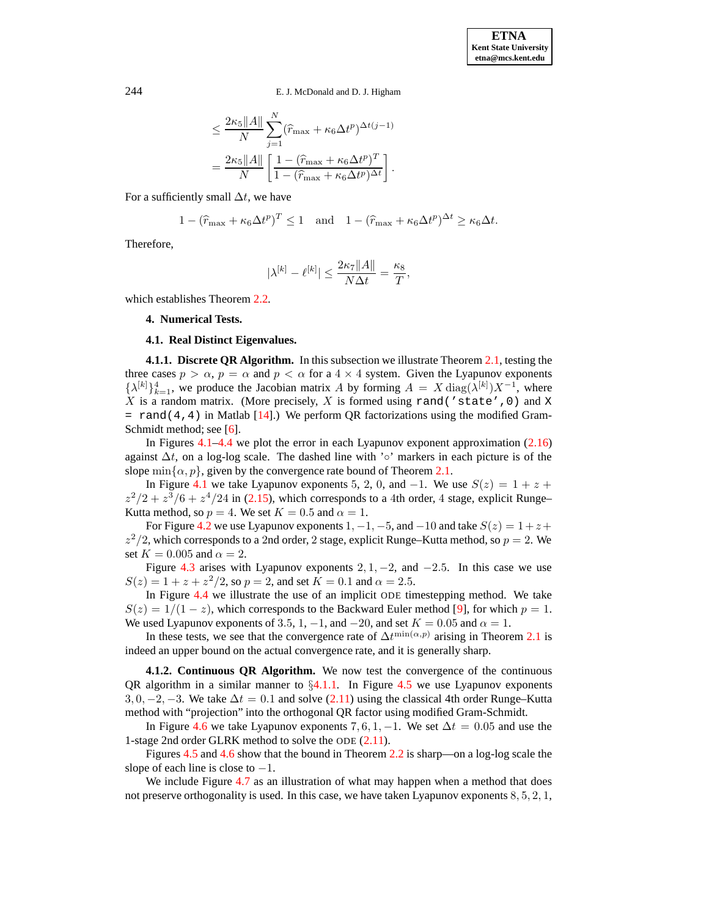$$\leq \frac{2\kappa_5\|A\|}{N}\sum_{j=1}^{N}(\widehat{r}_{\max}+\kappa_6\Delta t^p)^{\Delta t(j-1)}$$

$$= \frac{2\kappa_5\|A\|}{N}\left[\frac{1-(\widehat{r}_{\max}+\kappa_6\Delta t^p)^T}{1-(\widehat{r}_{\max}+\kappa_6\Delta t^p)^{\Delta t}}\right].$$

For a sufficiently small $\Delta t$, we have

$$1-(\widehat{r}_{\max}+\kappa_6\Delta t^p)^T \leq 1 \quad \text{and} \quad 1-(\widehat{r}_{\max}+\kappa_6\Delta t^p)^{\Delta t} \geq \kappa_6\Delta t.$$

Therefore,

$$|\lambda^{[k]}-\ell^{[k]}| \leq \frac{2\kappa_7\|A\|}{N\Delta t} = \frac{\kappa_8}{T},$$

which establishes Theorem 2.2.

## 4. Numerical Tests.

### 4.1. Real Distinct Eigenvalues.

**4.1.1. Discrete QR Algorithm.** In this subsection we illustrate Theorem 2.1, testing the three cases $p > \alpha$, $p = \alpha$ and $p < \alpha$ for a $4 \times 4$ system. Given the Lyapunov exponents $\{\lambda^{[k]}\}_{k=1}^4$, we produce the Jacobian matrix $A$ by forming $A = X\,\mathrm{diag}(\lambda^{[k]})X^{-1}$, where $X$ is a random matrix. (More precisely, $X$ is formed using `rand('state',0)` and `X = rand(4,4)` in Matlab [14].) We perform QR factorizations using the modified Gram-Schmidt method; see [6].

In Figures 4.1–4.4 we plot the error in each Lyapunov exponent approximation (2.16) against $\Delta t$, on a log-log scale. The dashed line with '$\circ$' markers in each picture is of the slope $\min\{\alpha, p\}$, given by the convergence rate bound of Theorem 2.1.

In Figure 4.1 we take Lyapunov exponents 5, 2, 0, and $-1$. We use $S(z) = 1 + z + z^2/2 + z^3/6 + z^4/24$ in (2.15), which corresponds to a 4th order, 4 stage, explicit Runge–Kutta method, so $p = 4$. We set $K = 0.5$ and $\alpha = 1$.

For Figure 4.2 we use Lyapunov exponents $1, -1, -5$, and $-10$ and take $S(z) = 1 + z + z^2/2$, which corresponds to a 2nd order, 2 stage, explicit Runge–Kutta method, so $p = 2$. We set $K = 0.005$ and $\alpha = 2$.

Figure 4.3 arises with Lyapunov exponents $2, 1, -2$, and $-2.5$. In this case we use $S(z) = 1 + z + z^2/2$, so $p = 2$, and set $K = 0.1$ and $\alpha = 2.5$.

In Figure 4.4 we illustrate the use of an implicit ODE timestepping method. We take $S(z) = 1/(1 - z)$, which corresponds to the Backward Euler method [9], for which $p = 1$. We used Lyapunov exponents of $3.5$, $1$, $-1$, and $-20$, and set $K = 0.05$ and $\alpha = 1$.

In these tests, we see that the convergence rate of $\Delta t^{\min(\alpha,p)}$ arising in Theorem 2.1 is indeed an upper bound on the actual convergence rate, and it is generally sharp.

**4.1.2. Continuous QR Algorithm.** We now test the convergence of the continuous QR algorithm in a similar manner to §4.1.1. In Figure 4.5 we use Lyapunov exponents $3, 0, -2, -3$. We take $\Delta t = 0.1$ and solve (2.11) using the classical 4th order Runge–Kutta method with "projection" into the orthogonal QR factor using modified Gram-Schmidt.

In Figure 4.6 we take Lyapunov exponents $7, 6, 1, -1$. We set $\Delta t = 0.05$ and use the 1-stage 2nd order GLRK method to solve the ODE (2.11).

Figures 4.5 and 4.6 show that the bound in Theorem 2.2 is sharp—on a log-log scale the slope of each line is close to $-1$.

We include Figure 4.7 as an illustration of what may happen when a method that does not preserve orthogonality is used. In this case, we have taken Lyapunov exponents $8, 5, 2, 1,$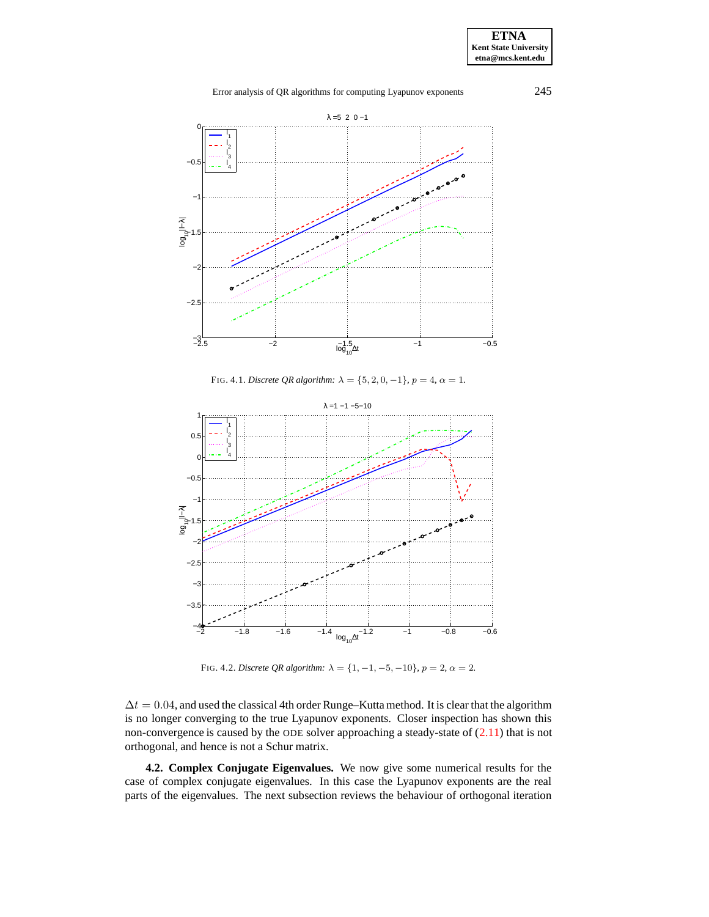λ =5 2 0 −1

$l_1$
$l_2$
$l_3$
$l_4$

$\log_{10}\|l-\lambda|$

0
−0.5
−1
−1.5
−2
−2.5
−3

−2.5
−2
−1.5
−1
−0.5

$\log_{10}\Delta t$

FIG. 4.1. *Discrete QR algorithm:* $\lambda = \{5, 2, 0, -1\}$, $p = 4$, $\alpha = 1$.

λ =1 −1 −5−10

$l_1$
$l_2$
$l_3$
$l_4$

$\log_{10}\|l-\lambda|$

1
0.5
0
−0.5
−1
−1.5
−2
−2.5
−3
−3.5
−4

−2
−1.8
−1.6
−1.4
−1.2
−1
−0.8
−0.6

$\log_{10}\Delta t$

FIG. 4.2. *Discrete QR algorithm:* $\lambda = \{1, -1, -5, -10\}$, $p = 2$, $\alpha = 2$.

$\Delta t = 0.04$, and used the classical 4th order Runge–Kutta method. It is clear that the algorithm is no longer converging to the true Lyapunov exponents. Closer inspection has shown this non-convergence is caused by the ODE solver approaching a steady-state of (2.11) that is not orthogonal, and hence is not a Schur matrix.

**4.2. Complex Conjugate Eigenvalues.** We now give some numerical results for the case of complex conjugate eigenvalues. In this case the Lyapunov exponents are the real parts of the eigenvalues. The next subsection reviews the behaviour of orthogonal iteration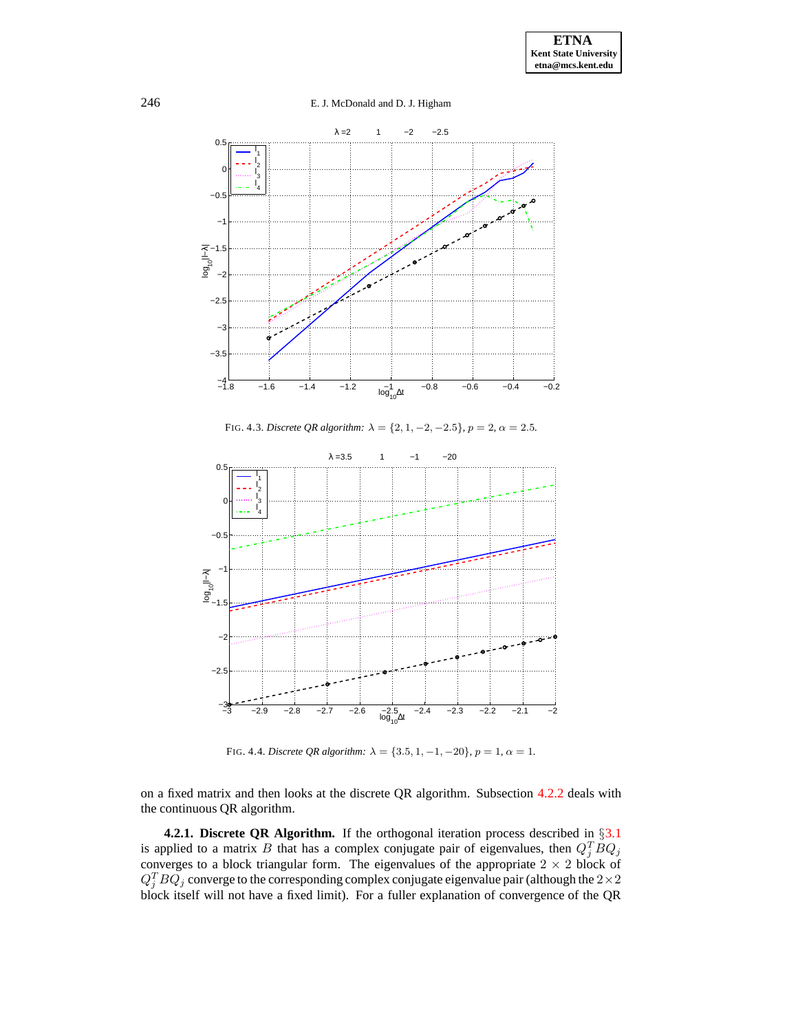λ =2 1 −2 −2.5

0.5
0
−0.5
−1
−1.5
−2
−2.5
−3
−3.5
−4

l1
l2
l3
l4

log10|l−λ|

−1.8 −1.6 −1.4 −1.2 −1 −0.8 −0.6 −0.4 −0.2

log10Δt

FIG. 4.3. *Discrete QR algorithm:* $\lambda = \{2, 1, -2, -2.5\}$, $p = 2$, $\alpha = 2.5$.

λ =3.5 1 −1 −20

0.5
0
−0.5
−1
−1.5
−2
−2.5
−3

l1
l2
l3
l4

log10|l−λ|

−3 −2.9 −2.8 −2.7 −2.6 −2.5 −2.4 −2.3 −2.2 −2.1 −2

log10Δt

FIG. 4.4. *Discrete QR algorithm:* $\lambda = \{3.5, 1, -1, -20\}$, $p = 1$, $\alpha = 1$.

on a fixed matrix and then looks at the discrete QR algorithm. Subsection 4.2.2 deals with the continuous QR algorithm.

**4.2.1. Discrete QR Algorithm.** If the orthogonal iteration process described in §3.1 is applied to a matrix $B$ that has a complex conjugate pair of eigenvalues, then $Q_j^T B Q_j$ converges to a block triangular form. The eigenvalues of the appropriate $2 \times 2$ block of $Q_j^T B Q_j$ converge to the corresponding complex conjugate eigenvalue pair (although the $2 \times 2$ block itself will not have a fixed limit). For a fuller explanation of convergence of the QR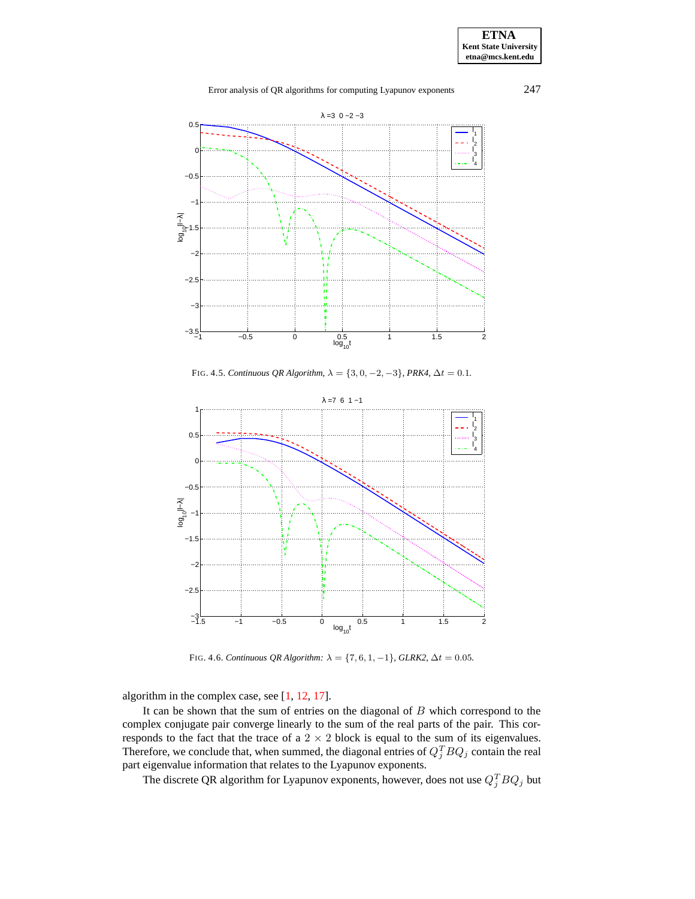λ =3 0 −2 −3

0.5
0
−0.5
−1
−1.5
−2
−2.5
−3
−3.5

−1 −0.5 0 0.5 1 1.5 2

$\log_{10}|l-\lambda|$

$\log_{10}t$

$l_1$
$l_2$
$l_3$
$l_4$

FIG. 4.5. *Continuous QR Algorithm,* $\lambda = \{3, 0, -2, -3\}$*, PRK4,* $\Delta t = 0.1$*.*

λ =7 6 1 −1

1
0.5
0
−0.5
−1
−1.5
−2
−2.5
−3

−1.5 −1 −0.5 0 0.5 1 1.5 2

$\log_{10}|l-\lambda|$

$\log_{10}t$

$l_1$
$l_2$
$l_3$
$l_4$

FIG. 4.6. *Continuous QR Algorithm:* $\lambda = \{7, 6, 1, -1\}$*, GLRK2,* $\Delta t = 0.05$*.*

algorithm in the complex case, see [1, 12, 17].

It can be shown that the sum of entries on the diagonal of $B$ which correspond to the complex conjugate pair converge linearly to the sum of the real parts of the pair. This corresponds to the fact that the trace of a $2 \times 2$ block is equal to the sum of its eigenvalues. Therefore, we conclude that, when summed, the diagonal entries of $Q_j^T B Q_j$ contain the real part eigenvalue information that relates to the Lyapunov exponents.

The discrete QR algorithm for Lyapunov exponents, however, does not use $Q_j^T B Q_j$ but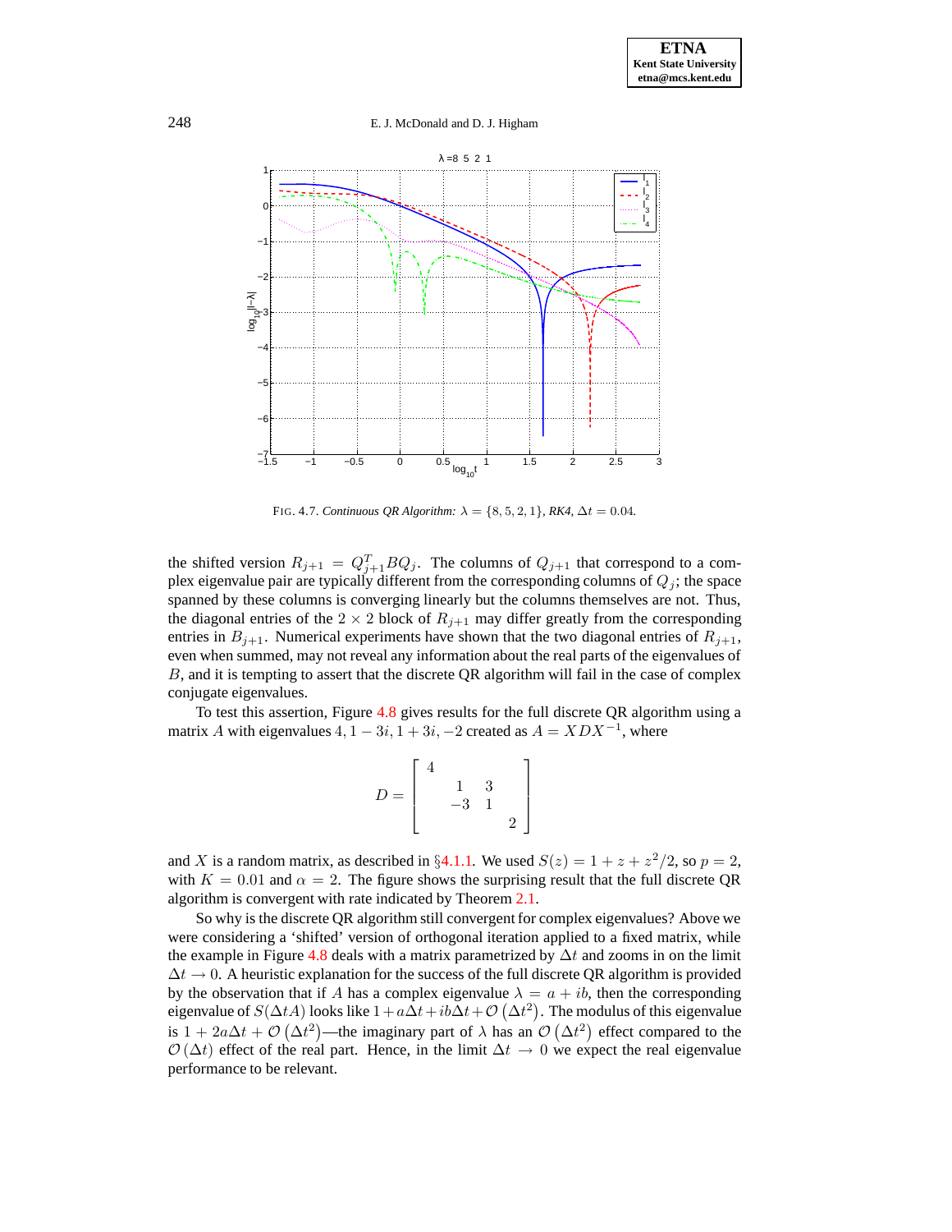λ =8 5 2 1

1
0
−1
−2
−3
−4
−5
−6
−7

log10||−λ|

−1.5 −1 −0.5 0 0.5 1 1.5 2 2.5 3

log10t

l1
l2
l3
l4

FIG. 4.7. *Continuous QR Algorithm:* $\lambda = \{8, 5, 2, 1\}$, *RK4*, $\Delta t = 0.04$.

the shifted version $R_{j+1} = Q_{j+1}^T B Q_j$. The columns of $Q_{j+1}$ that correspond to a complex eigenvalue pair are typically different from the corresponding columns of $Q_j$; the space spanned by these columns is converging linearly but the columns themselves are not. Thus, the diagonal entries of the $2 \times 2$ block of $R_{j+1}$ may differ greatly from the corresponding entries in $B_{j+1}$. Numerical experiments have shown that the two diagonal entries of $R_{j+1}$, even when summed, may not reveal any information about the real parts of the eigenvalues of $B$, and it is tempting to assert that the discrete QR algorithm will fail in the case of complex conjugate eigenvalues.

To test this assertion, Figure 4.8 gives results for the full discrete QR algorithm using a matrix $A$ with eigenvalues $4, 1-3i, 1+3i, -2$ created as $A = XDX^{-1}$, where

$$D = \begin{bmatrix} 4 & & & \\ & 1 & 3 & \\ & -3 & 1 & \\ & & & 2 \end{bmatrix}$$

and $X$ is a random matrix, as described in §4.1.1. We used $S(z) = 1 + z + z^2/2$, so $p = 2$, with $K = 0.01$ and $\alpha = 2$. The figure shows the surprising result that the full discrete QR algorithm is convergent with rate indicated by Theorem 2.1.

So why is the discrete QR algorithm still convergent for complex eigenvalues? Above we were considering a 'shifted' version of orthogonal iteration applied to a fixed matrix, while the example in Figure 4.8 deals with a matrix parametrized by $\Delta t$ and zooms in on the limit $\Delta t \to 0$. A heuristic explanation for the success of the full discrete QR algorithm is provided by the observation that if $A$ has a complex eigenvalue $\lambda = a + ib$, then the corresponding eigenvalue of $S(\Delta t A)$ looks like $1 + a\Delta t + ib\Delta t + \mathcal{O}\left(\Delta t^2\right)$. The modulus of this eigenvalue is $1 + 2a\Delta t + \mathcal{O}\left(\Delta t^2\right)$—the imaginary part of $\lambda$ has an $\mathcal{O}\left(\Delta t^2\right)$ effect compared to the $\mathcal{O}\left(\Delta t\right)$ effect of the real part. Hence, in the limit $\Delta t \to 0$ we expect the real eigenvalue performance to be relevant.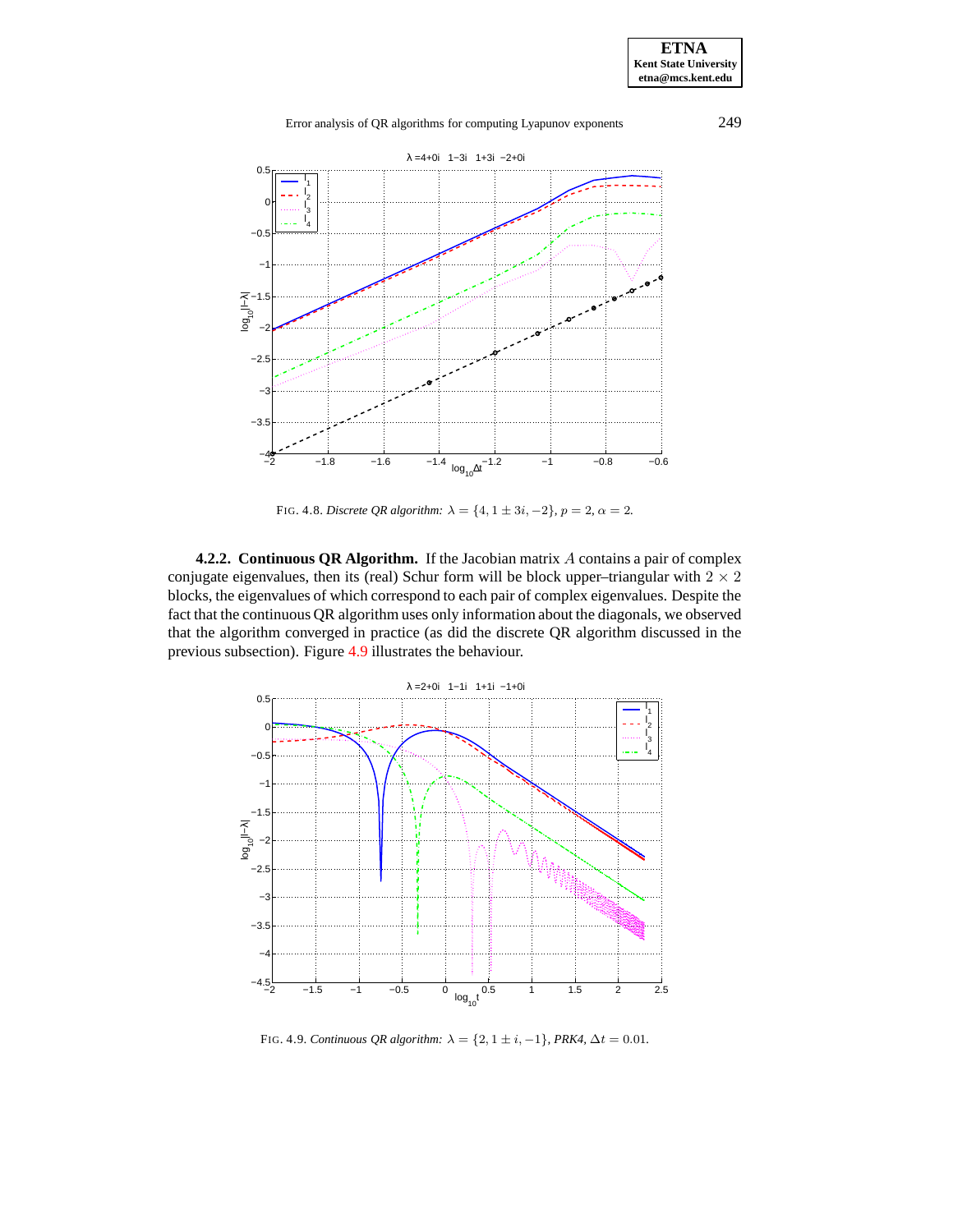λ =4+0i   1−3i   1+3i   −2+0i

0.5
0
−0.5
−1
−1.5
−2
−2.5
−3
−3.5
−4

log10|l−λ|

−2   −1.8   −1.6   −1.4   −1.2   −1   −0.8   −0.6

log10Δt

l1
l2
l3
l4

FIG. 4.8. *Discrete QR algorithm:* $\lambda = \{4, 1 \pm 3i, -2\}$, $p = 2$, $\alpha = 2$.

#### 4.2.2. Continuous QR Algorithm.

If the Jacobian matrix $A$ contains a pair of complex conjugate eigenvalues, then its (real) Schur form will be block upper–triangular with $2 \times 2$ blocks, the eigenvalues of which correspond to each pair of complex eigenvalues. Despite the fact that the continuous QR algorithm uses only information about the diagonals, we observed that the algorithm converged in practice (as did the discrete QR algorithm discussed in the previous subsection). Figure 4.9 illustrates the behaviour.

λ =2+0i   1−1i   1+1i   −1+0i

0.5
0
−0.5
−1
−1.5
−2
−2.5
−3
−3.5
−4
−4.5

log10|l−λ|

−2   −1.5   −1   −0.5   0   0.5   1   1.5   2   2.5

log10t

l1
l2
l3
l4

FIG. 4.9. *Continuous QR algorithm:* $\lambda = \{2, 1 \pm i, -1\}$, *PRK4*, $\Delta t = 0.01$.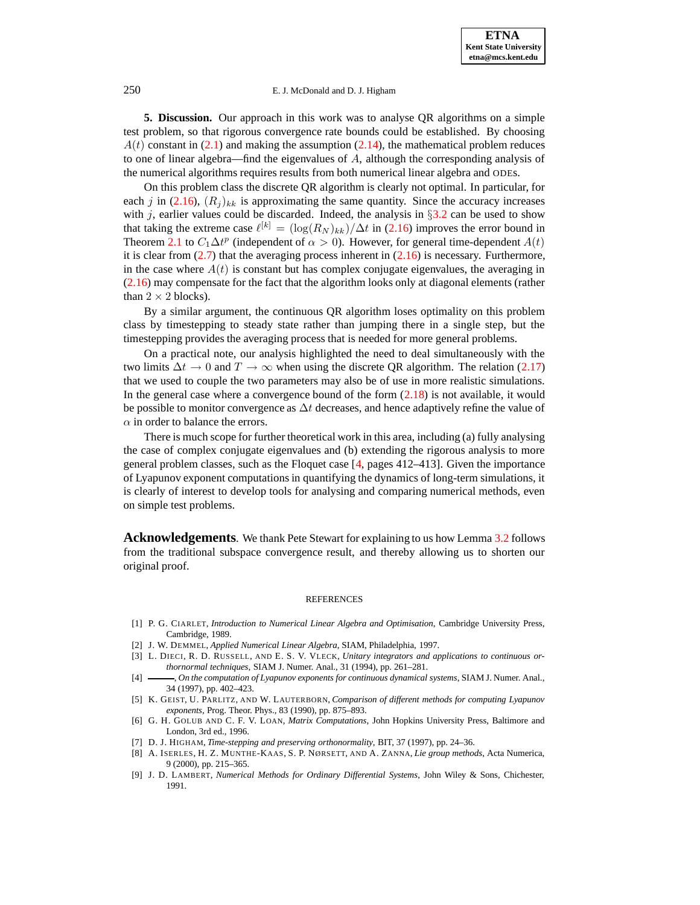**5. Discussion.** Our approach in this work was to analyse QR algorithms on a simple test problem, so that rigorous convergence rate bounds could be established. By choosing $A(t)$ constant in (2.1) and making the assumption (2.14), the mathematical problem reduces to one of linear algebra—find the eigenvalues of $A$, although the corresponding analysis of the numerical algorithms requires results from both numerical linear algebra and ODEs.

On this problem class the discrete QR algorithm is clearly not optimal. In particular, for each $j$ in (2.16), $(R_j)_{kk}$ is approximating the same quantity. Since the accuracy increases with $j$, earlier values could be discarded. Indeed, the analysis in §3.2 can be used to show that taking the extreme case $\ell^{[k]} = (\log(R_N)_{kk})/\Delta t$ in (2.16) improves the error bound in Theorem 2.1 to $C_1 \Delta t^p$ (independent of $\alpha > 0$). However, for general time-dependent $A(t)$ it is clear from (2.7) that the averaging process inherent in (2.16) is necessary. Furthermore, in the case where $A(t)$ is constant but has complex conjugate eigenvalues, the averaging in (2.16) may compensate for the fact that the algorithm looks only at diagonal elements (rather than $2 \times 2$ blocks).

By a similar argument, the continuous QR algorithm loses optimality on this problem class by timestepping to steady state rather than jumping there in a single step, but the timestepping provides the averaging process that is needed for more general problems.

On a practical note, our analysis highlighted the need to deal simultaneously with the two limits $\Delta t \to 0$ and $T \to \infty$ when using the discrete QR algorithm. The relation (2.17) that we used to couple the two parameters may also be of use in more realistic simulations. In the general case where a convergence bound of the form (2.18) is not available, it would be possible to monitor convergence as $\Delta t$ decreases, and hence adaptively refine the value of $\alpha$ in order to balance the errors.

There is much scope for further theoretical work in this area, including (a) fully analysing the case of complex conjugate eigenvalues and (b) extending the rigorous analysis to more general problem classes, such as the Floquet case [4, pages 412–413]. Given the importance of Lyapunov exponent computations in quantifying the dynamics of long-term simulations, it is clearly of interest to develop tools for analysing and comparing numerical methods, even on simple test problems.

**Acknowledgements**. We thank Pete Stewart for explaining to us how Lemma 3.2 follows from the traditional subspace convergence result, and thereby allowing us to shorten our original proof.

REFERENCES

[1] P. G. Ciarlet, *Introduction to Numerical Linear Algebra and Optimisation*, Cambridge University Press, Cambridge, 1989.

[2] J. W. Demmel, *Applied Numerical Linear Algebra*, SIAM, Philadelphia, 1997.

[3] L. Dieci, R. D. Russell, and E. S. V. Vleck, *Unitary integrators and applications to continuous orthornormal techniques*, SIAM J. Numer. Anal., 31 (1994), pp. 261–281.

[4] ———, *On the computation of Lyapunov exponents for continuous dynamical systems*, SIAM J. Numer. Anal., 34 (1997), pp. 402–423.

[5] K. Geist, U. Parlitz, and W. Lauterborn, *Comparison of different methods for computing Lyapunov exponents*, Prog. Theor. Phys., 83 (1990), pp. 875–893.

[6] G. H. Golub and C. F. V. Loan, *Matrix Computations*, John Hopkins University Press, Baltimore and London, 3rd ed., 1996.

[7] D. J. Higham, *Time-stepping and preserving orthonormality*, BIT, 37 (1997), pp. 24–36.

[8] A. Iserles, H. Z. Munthe-Kaas, S. P. Nørsett, and A. Zanna, *Lie group methods*, Acta Numerica, 9 (2000), pp. 215–365.

[9] J. D. Lambert, *Numerical Methods for Ordinary Differential Systems*, John Wiley & Sons, Chichester, 1991.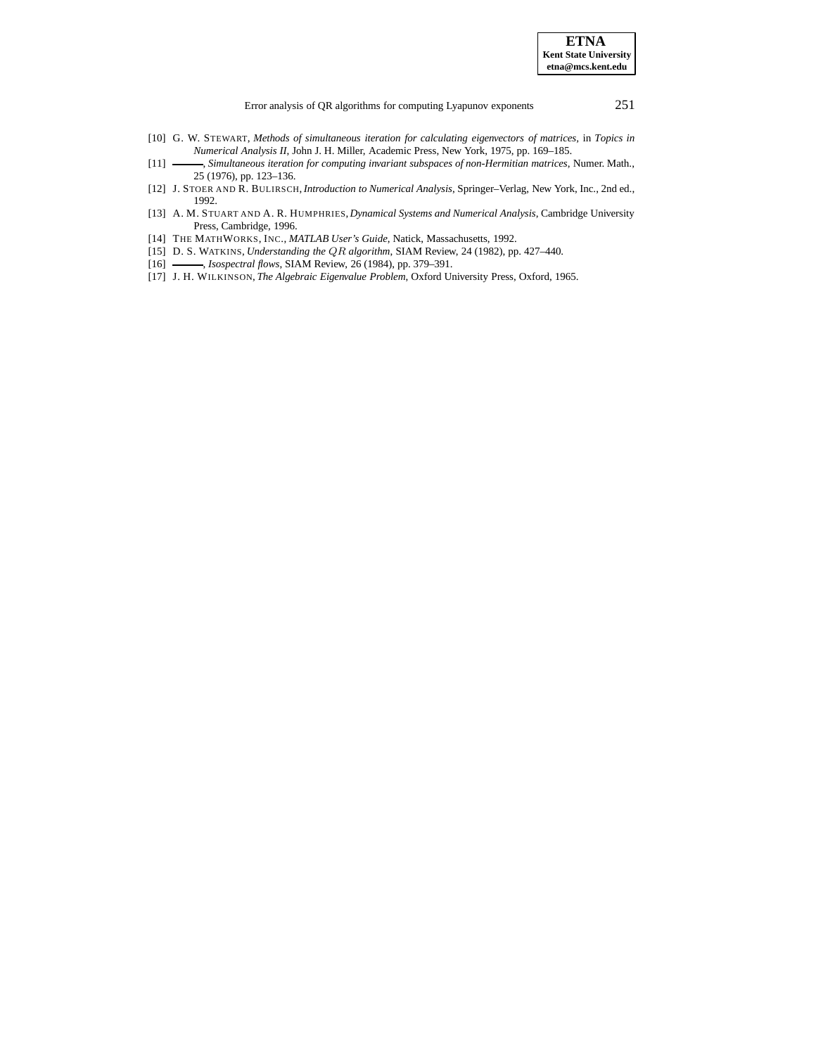[10] G. W. Stewart, *Methods of simultaneous iteration for calculating eigenvectors of matrices*, in *Topics in Numerical Analysis II*, John J. H. Miller, Academic Press, New York, 1975, pp. 169–185.

[11] ———, *Simultaneous iteration for computing invariant subspaces of non-Hermitian matrices*, Numer. Math., 25 (1976), pp. 123–136.

[12] J. Stoer and R. Bulirsch, *Introduction to Numerical Analysis*, Springer–Verlag, New York, Inc., 2nd ed., 1992.

[13] A. M. Stuart and A. R. Humphries, *Dynamical Systems and Numerical Analysis*, Cambridge University Press, Cambridge, 1996.

[14] The MathWorks, Inc., *MATLAB User's Guide*, Natick, Massachusetts, 1992.

[15] D. S. Watkins, *Understanding the $QR$ algorithm*, SIAM Review, 24 (1982), pp. 427–440.

[16] ———, *Isospectral flows*, SIAM Review, 26 (1984), pp. 379–391.

[17] J. H. Wilkinson, *The Algebraic Eigenvalue Problem*, Oxford University Press, Oxford, 1965.